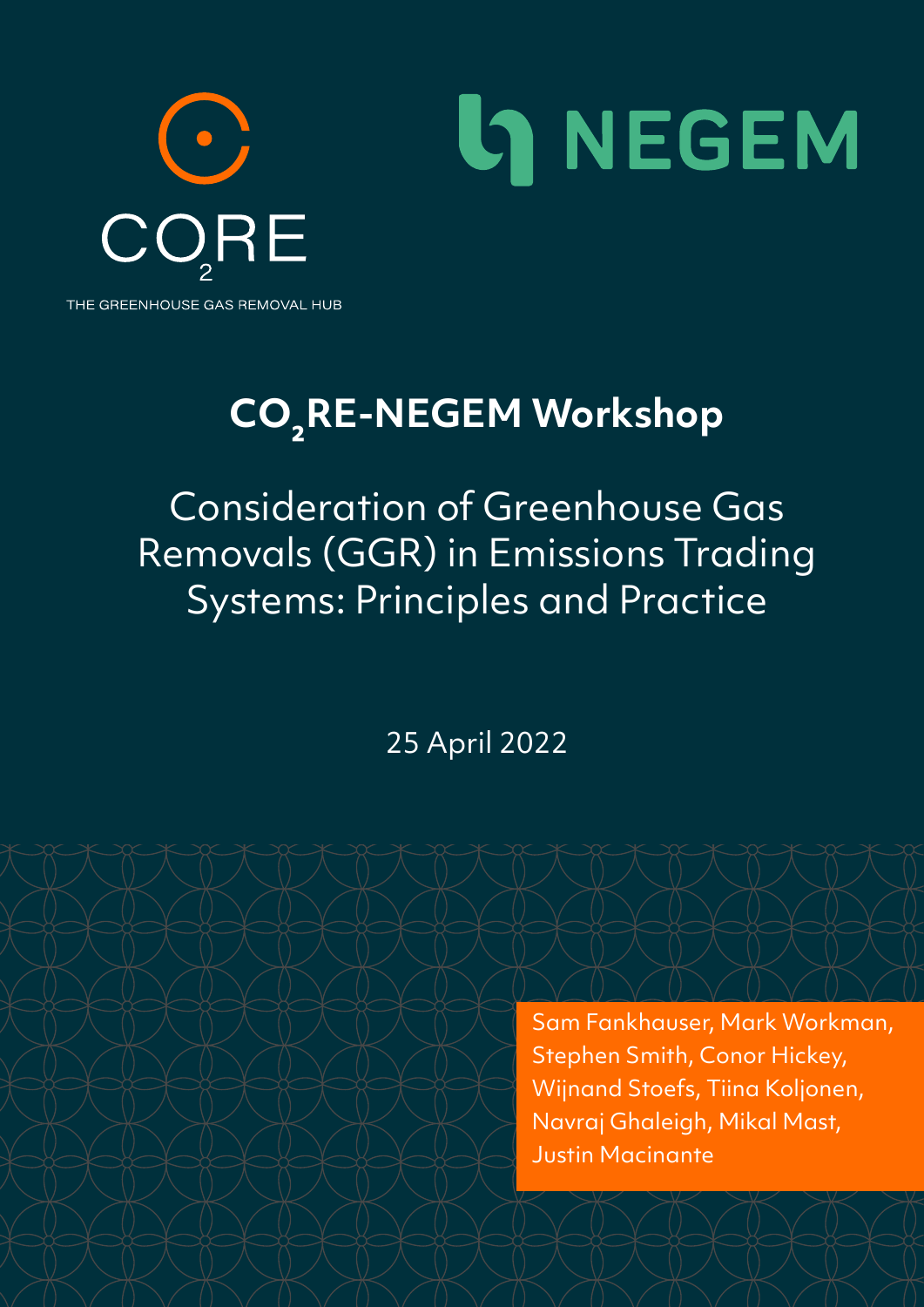CO₂RE

THE GREENHOUSE GAS REMOVAL HUB

NEGEM

# $CO_2$RE-NEGEM Workshop

## Consideration of Greenhouse Gas Removals (GGR) in Emissions Trading Systems: Principles and Practice

25 April 2022

Sam Fankhauser, Mark Workman, Stephen Smith, Conor Hickey, Wijnand Stoefs, Tiina Koljonen, Navraj Ghaleigh, Mikal Mast, Justin Macinante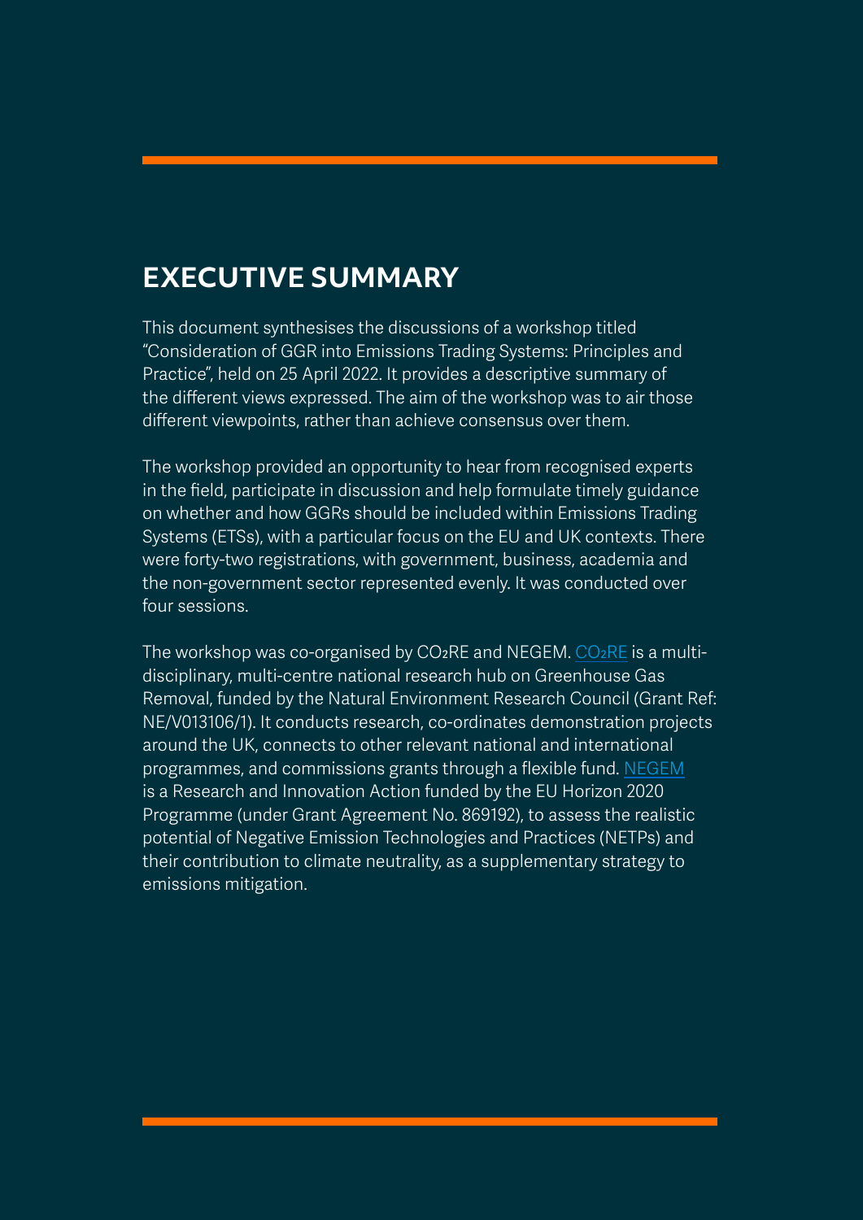# EXECUTIVE SUMMARY

This document synthesises the discussions of a workshop titled "Consideration of GGR into Emissions Trading Systems: Principles and Practice", held on 25 April 2022. It provides a descriptive summary of the different views expressed. The aim of the workshop was to air those different viewpoints, rather than achieve consensus over them.

The workshop provided an opportunity to hear from recognised experts in the field, participate in discussion and help formulate timely guidance on whether and how GGRs should be included within Emissions Trading Systems (ETSs), with a particular focus on the EU and UK contexts. There were forty-two registrations, with government, business, academia and the non-government sector represented evenly. It was conducted over four sessions.

The workshop was co-organised by $CO_2RE$ and NEGEM. $CO_2RE$ is a multi-disciplinary, multi-centre national research hub on Greenhouse Gas Removal, funded by the Natural Environment Research Council (Grant Ref: NE/V013106/1). It conducts research, co-ordinates demonstration projects around the UK, connects to other relevant national and international programmes, and commissions grants through a flexible fund. NEGEM is a Research and Innovation Action funded by the EU Horizon 2020 Programme (under Grant Agreement No. 869192), to assess the realistic potential of Negative Emission Technologies and Practices (NETPs) and their contribution to climate neutrality, as a supplementary strategy to emissions mitigation.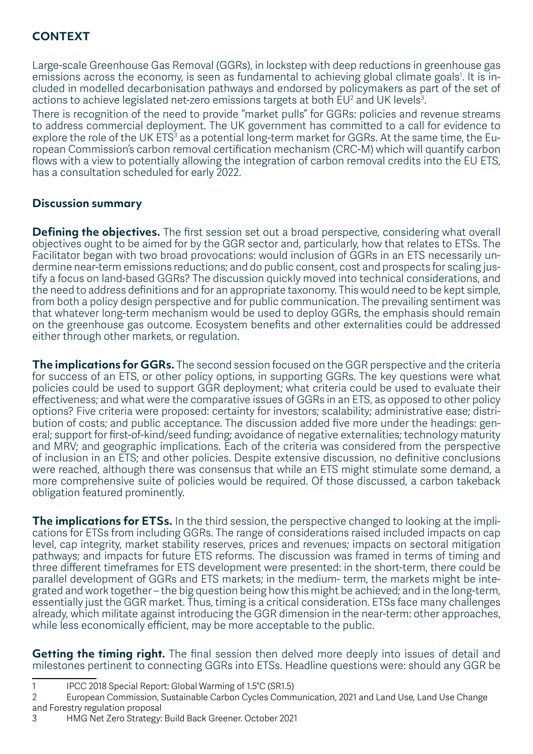## CONTEXT

Large-scale Greenhouse Gas Removal (GGRs), in lockstep with deep reductions in greenhouse gas emissions across the economy, is seen as fundamental to achieving global climate goals[1]. It is included in modelled decarbonisation pathways and endorsed by policymakers as part of the set of actions to achieve legislated net-zero emissions targets at both EU[2] and UK levels[3].

There is recognition of the need to provide "market pulls" for GGRs: policies and revenue streams to address commercial deployment. The UK government has committed to a call for evidence to explore the role of the UK ETS[3] as a potential long-term market for GGRs. At the same time, the European Commission's carbon removal certification mechanism (CRC-M) which will quantify carbon flows with a view to potentially allowing the integration of carbon removal credits into the EU ETS, has a consultation scheduled for early 2022.

### Discussion summary

**Defining the objectives.** The first session set out a broad perspective, considering what overall objectives ought to be aimed for by the GGR sector and, particularly, how that relates to ETSs. The Facilitator began with two broad provocations: would inclusion of GGRs in an ETS necessarily undermine near-term emissions reductions; and do public consent, cost and prospects for scaling justify a focus on land-based GGRs? The discussion quickly moved into technical considerations, and the need to address definitions and for an appropriate taxonomy. This would need to be kept simple, from both a policy design perspective and for public communication. The prevailing sentiment was that whatever long-term mechanism would be used to deploy GGRs, the emphasis should remain on the greenhouse gas outcome. Ecosystem benefits and other externalities could be addressed either through other markets, or regulation.

**The implications for GGRs.** The second session focused on the GGR perspective and the criteria for success of an ETS, or other policy options, in supporting GGRs. The key questions were what policies could be used to support GGR deployment; what criteria could be used to evaluate their effectiveness; and what were the comparative issues of GGRs in an ETS, as opposed to other policy options? Five criteria were proposed: certainty for investors; scalability; administrative ease; distribution of costs; and public acceptance. The discussion added five more under the headings: general; support for first-of-kind/seed funding; avoidance of negative externalities; technology maturity and MRV; and geographic implications. Each of the criteria was considered from the perspective of inclusion in an ETS; and other policies. Despite extensive discussion, no definitive conclusions were reached, although there was consensus that while an ETS might stimulate some demand, a more comprehensive suite of policies would be required. Of those discussed, a carbon takeback obligation featured prominently.

**The implications for ETSs.** In the third session, the perspective changed to looking at the implications for ETSs from including GGRs. The range of considerations raised included impacts on cap level, cap integrity, market stability reserves, prices and revenues; impacts on sectoral mitigation pathways; and impacts for future ETS reforms. The discussion was framed in terms of timing and three different timeframes for ETS development were presented: in the short-term, there could be parallel development of GGRs and ETS markets; in the medium- term, the markets might be integrated and work together – the big question being how this might be achieved; and in the long-term, essentially just the GGR market. Thus, timing is a critical consideration. ETSs face many challenges already, which militate against introducing the GGR dimension in the near-term: other approaches, while less economically efficient, may be more acceptable to the public.

**Getting the timing right.** The final session then delved more deeply into issues of detail and milestones pertinent to connecting GGRs into ETSs. Headline questions were: should any GGR be

1 IPCC 2018 Special Report: Global Warming of 1.5°C (SR1.5)

2 European Commission, Sustainable Carbon Cycles Communication, 2021 and Land Use, Land Use Change and Forestry regulation proposal

3 HMG Net Zero Strategy: Build Back Greener. October 2021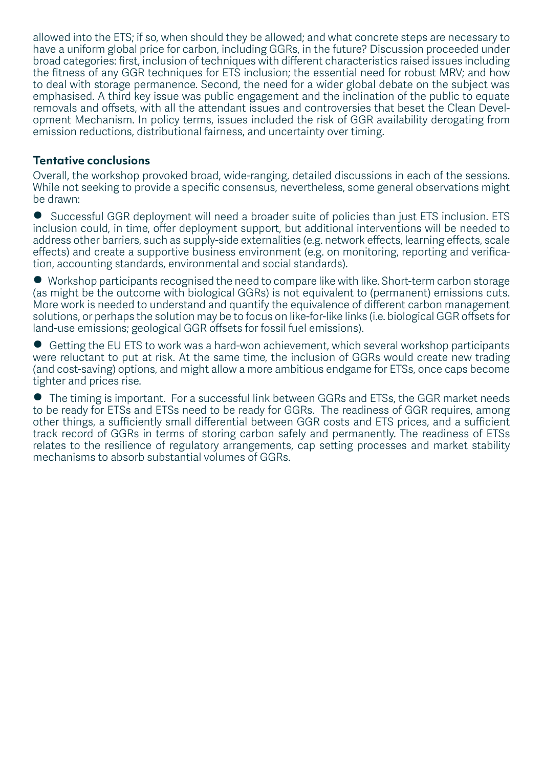allowed into the ETS; if so, when should they be allowed; and what concrete steps are necessary to have a uniform global price for carbon, including GGRs, in the future? Discussion proceeded under broad categories: first, inclusion of techniques with different characteristics raised issues including the fitness of any GGR techniques for ETS inclusion; the essential need for robust MRV; and how to deal with storage permanence. Second, the need for a wider global debate on the subject was emphasised. A third key issue was public engagement and the inclination of the public to equate removals and offsets, with all the attendant issues and controversies that beset the Clean Development Mechanism. In policy terms, issues included the risk of GGR availability derogating from emission reductions, distributional fairness, and uncertainty over timing.

### Tentative conclusions

Overall, the workshop provoked broad, wide-ranging, detailed discussions in each of the sessions. While not seeking to provide a specific consensus, nevertheless, some general observations might be drawn:

- Successful GGR deployment will need a broader suite of policies than just ETS inclusion. ETS inclusion could, in time, offer deployment support, but additional interventions will be needed to address other barriers, such as supply-side externalities (e.g. network effects, learning effects, scale effects) and create a supportive business environment (e.g. on monitoring, reporting and verification, accounting standards, environmental and social standards).

- Workshop participants recognised the need to compare like with like. Short-term carbon storage (as might be the outcome with biological GGRs) is not equivalent to (permanent) emissions cuts. More work is needed to understand and quantify the equivalence of different carbon management solutions, or perhaps the solution may be to focus on like-for-like links (i.e. biological GGR offsets for land-use emissions; geological GGR offsets for fossil fuel emissions).

- Getting the EU ETS to work was a hard-won achievement, which several workshop participants were reluctant to put at risk. At the same time, the inclusion of GGRs would create new trading (and cost-saving) options, and might allow a more ambitious endgame for ETSs, once caps become tighter and prices rise.

- The timing is important. For a successful link between GGRs and ETSs, the GGR market needs to be ready for ETSs and ETSs need to be ready for GGRs. The readiness of GGR requires, among other things, a sufficiently small differential between GGR costs and ETS prices, and a sufficient track record of GGRs in terms of storing carbon safely and permanently. The readiness of ETSs relates to the resilience of regulatory arrangements, cap setting processes and market stability mechanisms to absorb substantial volumes of GGRs.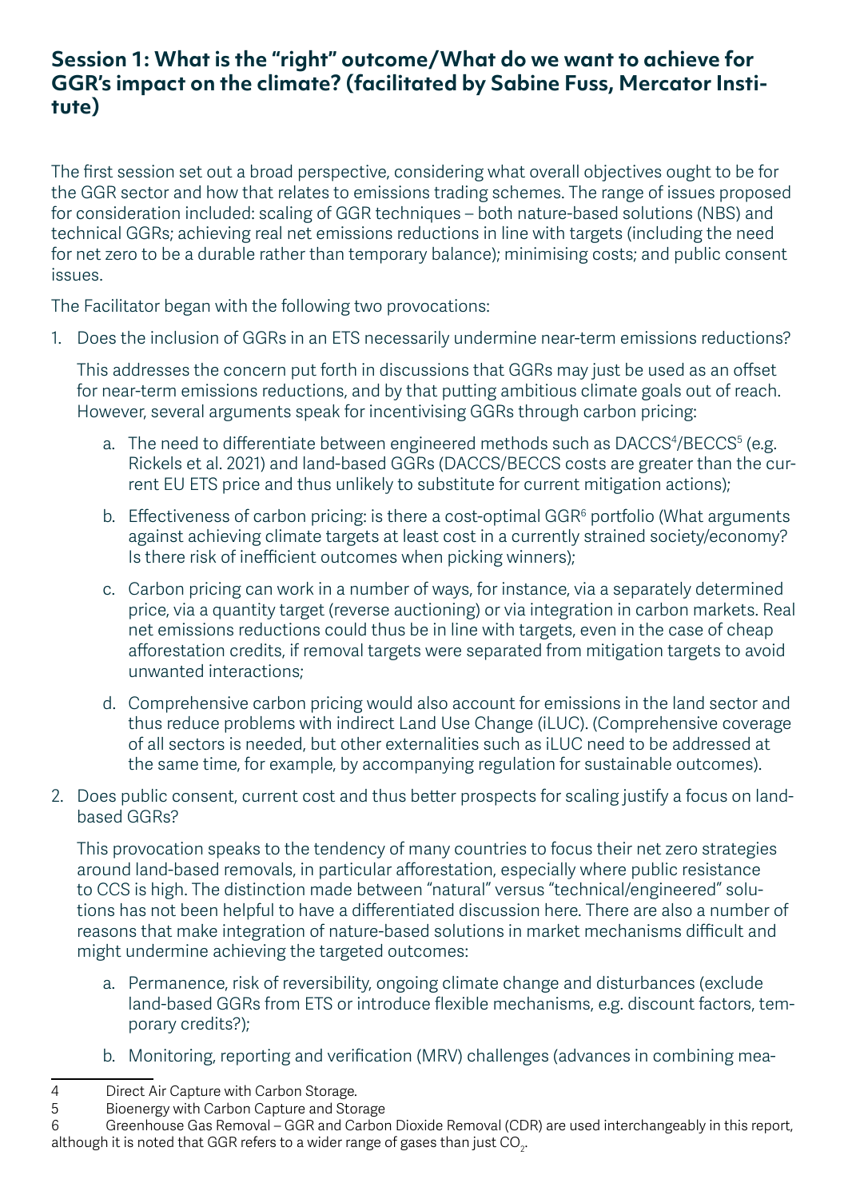## Session 1: What is the "right" outcome/What do we want to achieve for GGR's impact on the climate? (facilitated by Sabine Fuss, Mercator Institute)

The first session set out a broad perspective, considering what overall objectives ought to be for the GGR sector and how that relates to emissions trading schemes. The range of issues proposed for consideration included: scaling of GGR techniques – both nature-based solutions (NBS) and technical GGRs; achieving real net emissions reductions in line with targets (including the need for net zero to be a durable rather than temporary balance); minimising costs; and public consent issues.

The Facilitator began with the following two provocations:

1. Does the inclusion of GGRs in an ETS necessarily undermine near-term emissions reductions?

   This addresses the concern put forth in discussions that GGRs may just be used as an offset for near-term emissions reductions, and by that putting ambitious climate goals out of reach. However, several arguments speak for incentivising GGRs through carbon pricing:

   a. The need to differentiate between engineered methods such as DACCS[4]/BECCS[5] (e.g. Rickels et al. 2021) and land-based GGRs (DACCS/BECCS costs are greater than the current EU ETS price and thus unlikely to substitute for current mitigation actions);

   b. Effectiveness of carbon pricing: is there a cost-optimal GGR[6] portfolio (What arguments against achieving climate targets at least cost in a currently strained society/economy? Is there risk of inefficient outcomes when picking winners);

   c. Carbon pricing can work in a number of ways, for instance, via a separately determined price, via a quantity target (reverse auctioning) or via integration in carbon markets. Real net emissions reductions could thus be in line with targets, even in the case of cheap afforestation credits, if removal targets were separated from mitigation targets to avoid unwanted interactions;

   d. Comprehensive carbon pricing would also account for emissions in the land sector and thus reduce problems with indirect Land Use Change (iLUC). (Comprehensive coverage of all sectors is needed, but other externalities such as iLUC need to be addressed at the same time, for example, by accompanying regulation for sustainable outcomes).

2. Does public consent, current cost and thus better prospects for scaling justify a focus on land-based GGRs?

   This provocation speaks to the tendency of many countries to focus their net zero strategies around land-based removals, in particular afforestation, especially where public resistance to CCS is high. The distinction made between "natural" versus "technical/engineered" solutions has not been helpful to have a differentiated discussion here. There are also a number of reasons that make integration of nature-based solutions in market mechanisms difficult and might undermine achieving the targeted outcomes:

   a. Permanence, risk of reversibility, ongoing climate change and disturbances (exclude land-based GGRs from ETS or introduce flexible mechanisms, e.g. discount factors, temporary credits?);

   b. Monitoring, reporting and verification (MRV) challenges (advances in combining mea-

---

[4] Direct Air Capture with Carbon Storage.

[5] Bioenergy with Carbon Capture and Storage

[6] Greenhouse Gas Removal – GGR and Carbon Dioxide Removal (CDR) are used interchangeably in this report, although it is noted that GGR refers to a wider range of gases than just $CO_2$.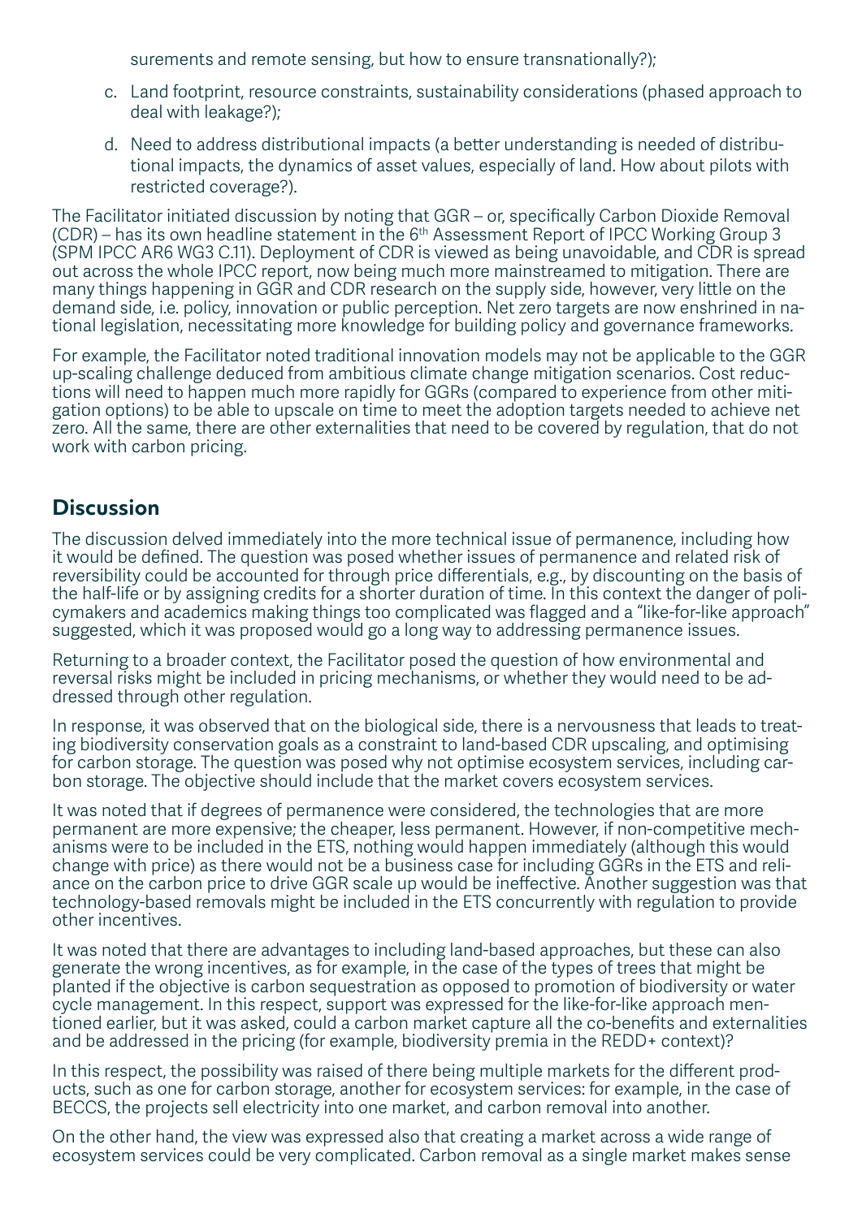surements and remote sensing, but how to ensure transnationally?);

c. Land footprint, resource constraints, sustainability considerations (phased approach to deal with leakage?);

d. Need to address distributional impacts (a better understanding is needed of distributional impacts, the dynamics of asset values, especially of land. How about pilots with restricted coverage?).

The Facilitator initiated discussion by noting that GGR – or, specifically Carbon Dioxide Removal (CDR) – has its own headline statement in the 6th Assessment Report of IPCC Working Group 3 (SPM IPCC AR6 WG3 C.11). Deployment of CDR is viewed as being unavoidable, and CDR is spread out across the whole IPCC report, now being much more mainstreamed to mitigation. There are many things happening in GGR and CDR research on the supply side, however, very little on the demand side, i.e. policy, innovation or public perception. Net zero targets are now enshrined in national legislation, necessitating more knowledge for building policy and governance frameworks.

For example, the Facilitator noted traditional innovation models may not be applicable to the GGR up-scaling challenge deduced from ambitious climate change mitigation scenarios. Cost reductions will need to happen much more rapidly for GGRs (compared to experience from other mitigation options) to be able to upscale on time to meet the adoption targets needed to achieve net zero. All the same, there are other externalities that need to be covered by regulation, that do not work with carbon pricing.

## Discussion

The discussion delved immediately into the more technical issue of permanence, including how it would be defined. The question was posed whether issues of permanence and related risk of reversibility could be accounted for through price differentials, e.g., by discounting on the basis of the half-life or by assigning credits for a shorter duration of time. In this context the danger of policymakers and academics making things too complicated was flagged and a "like-for-like approach" suggested, which it was proposed would go a long way to addressing permanence issues.

Returning to a broader context, the Facilitator posed the question of how environmental and reversal risks might be included in pricing mechanisms, or whether they would need to be addressed through other regulation.

In response, it was observed that on the biological side, there is a nervousness that leads to treating biodiversity conservation goals as a constraint to land-based CDR upscaling, and optimising for carbon storage. The question was posed why not optimise ecosystem services, including carbon storage. The objective should include that the market covers ecosystem services.

It was noted that if degrees of permanence were considered, the technologies that are more permanent are more expensive; the cheaper, less permanent. However, if non-competitive mechanisms were to be included in the ETS, nothing would happen immediately (although this would change with price) as there would not be a business case for including GGRs in the ETS and reliance on the carbon price to drive GGR scale up would be ineffective. Another suggestion was that technology-based removals might be included in the ETS concurrently with regulation to provide other incentives.

It was noted that there are advantages to including land-based approaches, but these can also generate the wrong incentives, as for example, in the case of the types of trees that might be planted if the objective is carbon sequestration as opposed to promotion of biodiversity or water cycle management. In this respect, support was expressed for the like-for-like approach mentioned earlier, but it was asked, could a carbon market capture all the co-benefits and externalities and be addressed in the pricing (for example, biodiversity premia in the REDD+ context)?

In this respect, the possibility was raised of there being multiple markets for the different products, such as one for carbon storage, another for ecosystem services: for example, in the case of BECCS, the projects sell electricity into one market, and carbon removal into another.

On the other hand, the view was expressed also that creating a market across a wide range of ecosystem services could be very complicated. Carbon removal as a single market makes sense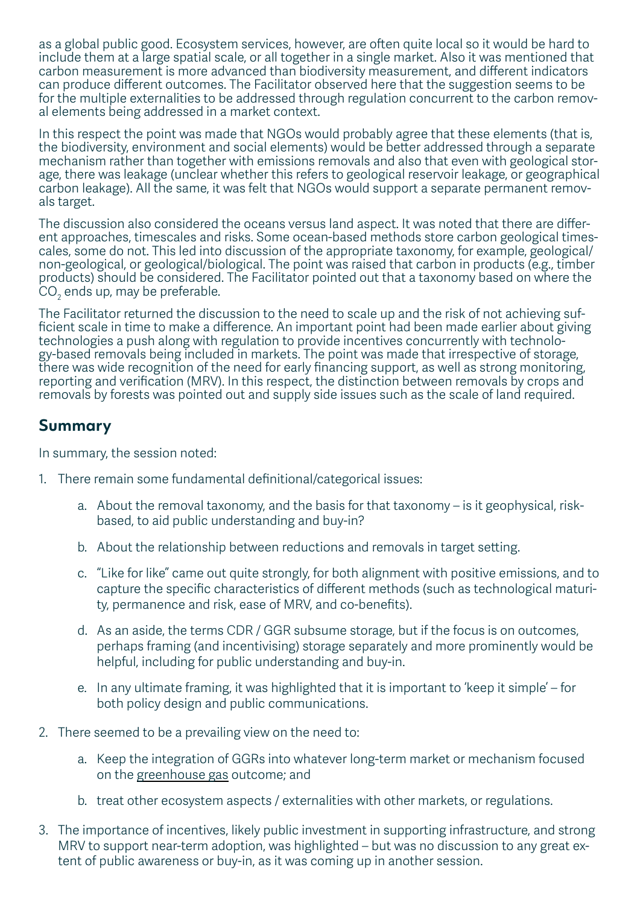as a global public good. Ecosystem services, however, are often quite local so it would be hard to include them at a large spatial scale, or all together in a single market. Also it was mentioned that carbon measurement is more advanced than biodiversity measurement, and different indicators can produce different outcomes. The Facilitator observed here that the suggestion seems to be for the multiple externalities to be addressed through regulation concurrent to the carbon removal elements being addressed in a market context.

In this respect the point was made that NGOs would probably agree that these elements (that is, the biodiversity, environment and social elements) would be better addressed through a separate mechanism rather than together with emissions removals and also that even with geological storage, there was leakage (unclear whether this refers to geological reservoir leakage, or geographical carbon leakage). All the same, it was felt that NGOs would support a separate permanent removals target.

The discussion also considered the oceans versus land aspect. It was noted that there are different approaches, timescales and risks. Some ocean-based methods store carbon geological timescales, some do not. This led into discussion of the appropriate taxonomy, for example, geological/non-geological, or geological/biological. The point was raised that carbon in products (e.g., timber products) should be considered. The Facilitator pointed out that a taxonomy based on where the $CO_2$ ends up, may be preferable.

The Facilitator returned the discussion to the need to scale up and the risk of not achieving sufficient scale in time to make a difference. An important point had been made earlier about giving technologies a push along with regulation to provide incentives concurrently with technology-based removals being included in markets. The point was made that irrespective of storage, there was wide recognition of the need for early financing support, as well as strong monitoring, reporting and verification (MRV). In this respect, the distinction between removals by crops and removals by forests was pointed out and supply side issues such as the scale of land required.

## Summary

In summary, the session noted:

1. There remain some fundamental definitional/categorical issues:
    a. About the removal taxonomy, and the basis for that taxonomy – is it geophysical, risk-based, to aid public understanding and buy-in?
    b. About the relationship between reductions and removals in target setting.
    c. "Like for like" came out quite strongly, for both alignment with positive emissions, and to capture the specific characteristics of different methods (such as technological maturity, permanence and risk, ease of MRV, and co-benefits).
    d. As an aside, the terms CDR / GGR subsume storage, but if the focus is on outcomes, perhaps framing (and incentivising) storage separately and more prominently would be helpful, including for public understanding and buy-in.
    e. In any ultimate framing, it was highlighted that it is important to 'keep it simple' – for both policy design and public communications.
2. There seemed to be a prevailing view on the need to:
    a. Keep the integration of GGRs into whatever long-term market or mechanism focused on the greenhouse gas outcome; and
    b. treat other ecosystem aspects / externalities with other markets, or regulations.
3. The importance of incentives, likely public investment in supporting infrastructure, and strong MRV to support near-term adoption, was highlighted – but was no discussion to any great extent of public awareness or buy-in, as it was coming up in another session.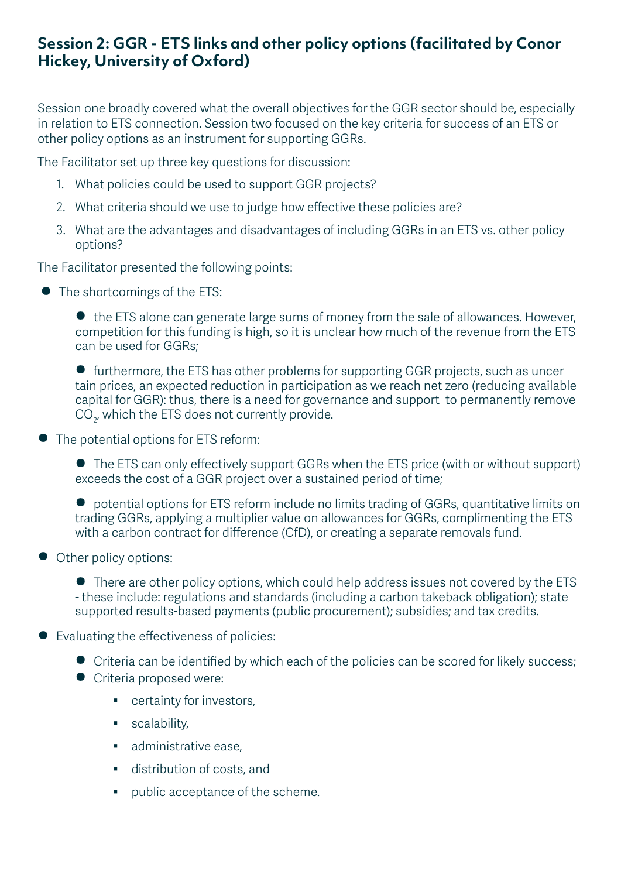## Session 2: GGR - ETS links and other policy options (facilitated by Conor Hickey, University of Oxford)

Session one broadly covered what the overall objectives for the GGR sector should be, especially in relation to ETS connection. Session two focused on the key criteria for success of an ETS or other policy options as an instrument for supporting GGRs.

The Facilitator set up three key questions for discussion:

1. What policies could be used to support GGR projects?
2. What criteria should we use to judge how effective these policies are?
3. What are the advantages and disadvantages of including GGRs in an ETS vs. other policy options?

The Facilitator presented the following points:

- The shortcomings of the ETS:
    - the ETS alone can generate large sums of money from the sale of allowances. However, competition for this funding is high, so it is unclear how much of the revenue from the ETS can be used for GGRs;
    - furthermore, the ETS has other problems for supporting GGR projects, such as uncer tain prices, an expected reduction in participation as we reach net zero (reducing available capital for GGR): thus, there is a need for governance and support to permanently remove $CO_2$, which the ETS does not currently provide.
- The potential options for ETS reform:
    - The ETS can only effectively support GGRs when the ETS price (with or without support) exceeds the cost of a GGR project over a sustained period of time;
    - potential options for ETS reform include no limits trading of GGRs, quantitative limits on trading GGRs, applying a multiplier value on allowances for GGRs, complimenting the ETS with a carbon contract for difference (CfD), or creating a separate removals fund.
- Other policy options:
    - There are other policy options, which could help address issues not covered by the ETS - these include: regulations and standards (including a carbon takeback obligation); state supported results-based payments (public procurement); subsidies; and tax credits.
- Evaluating the effectiveness of policies:
    - Criteria can be identified by which each of the policies can be scored for likely success;
    - Criteria proposed were:
        - certainty for investors,
        - scalability,
        - administrative ease,
        - distribution of costs, and
        - public acceptance of the scheme.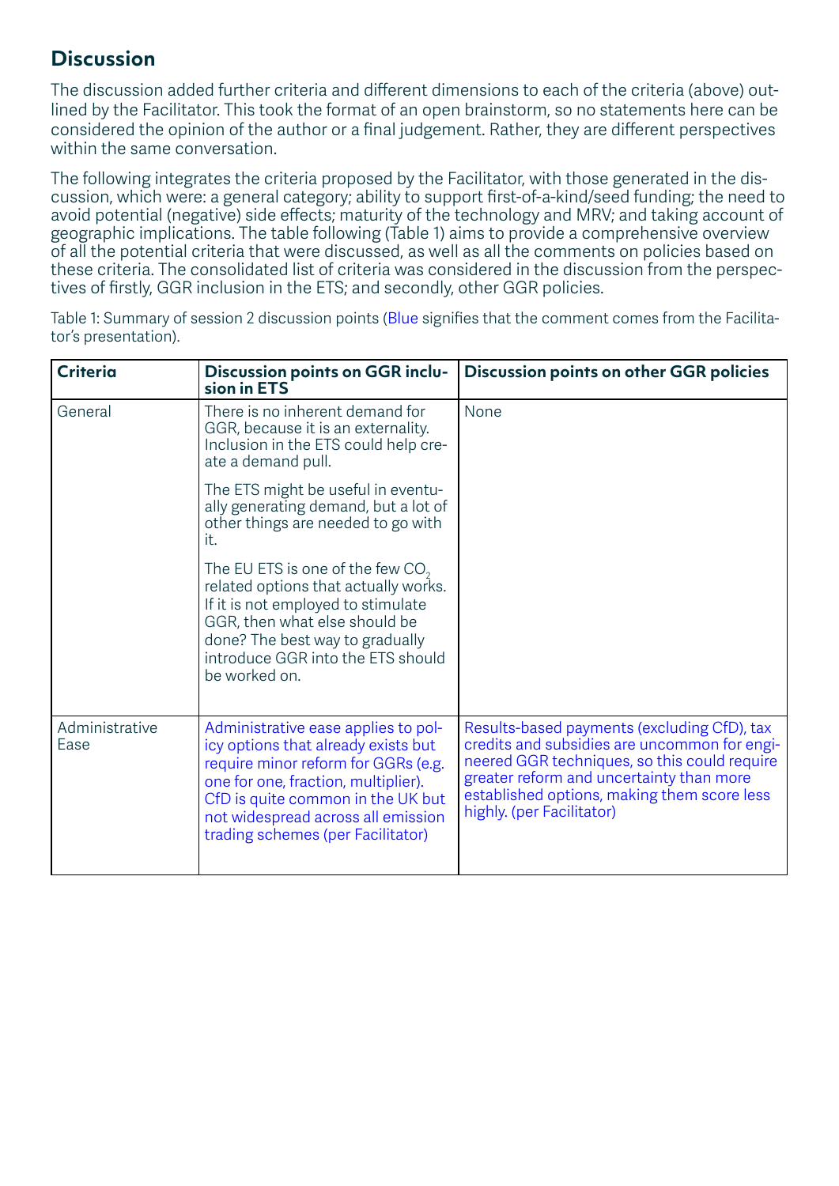## Discussion

The discussion added further criteria and different dimensions to each of the criteria (above) outlined by the Facilitator. This took the format of an open brainstorm, so no statements here can be considered the opinion of the author or a final judgement. Rather, they are different perspectives within the same conversation.

The following integrates the criteria proposed by the Facilitator, with those generated in the discussion, which were: a general category; ability to support first-of-a-kind/seed funding; the need to avoid potential (negative) side effects; maturity of the technology and MRV; and taking account of geographic implications. The table following (Table 1) aims to provide a comprehensive overview of all the potential criteria that were discussed, as well as all the comments on policies based on these criteria. The consolidated list of criteria was considered in the discussion from the perspectives of firstly, GGR inclusion in the ETS; and secondly, other GGR policies.

Table 1: Summary of session 2 discussion points (Blue signifies that the comment comes from the Facilitator's presentation).

| Criteria | Discussion points on GGR inclusion in ETS | Discussion points on other GGR policies |
|---|---|---|
| General | There is no inherent demand for GGR, because it is an externality. Inclusion in the ETS could help create a demand pull.<br><br>The ETS might be useful in eventually generating demand, but a lot of other things are needed to go with it.<br><br>The EU ETS is one of the few $CO_2$ related options that actually works. If it is not employed to stimulate GGR, then what else should be done? The best way to gradually introduce GGR into the ETS should be worked on. | None |
| Administrative Ease | Administrative ease applies to policy options that already exists but require minor reform for GGRs (e.g. one for one, fraction, multiplier). CfD is quite common in the UK but not widespread across all emission trading schemes (per Facilitator) | Results-based payments (excluding CfD), tax credits and subsidies are uncommon for engineered GGR techniques, so this could require greater reform and uncertainty than more established options, making them score less highly. (per Facilitator) |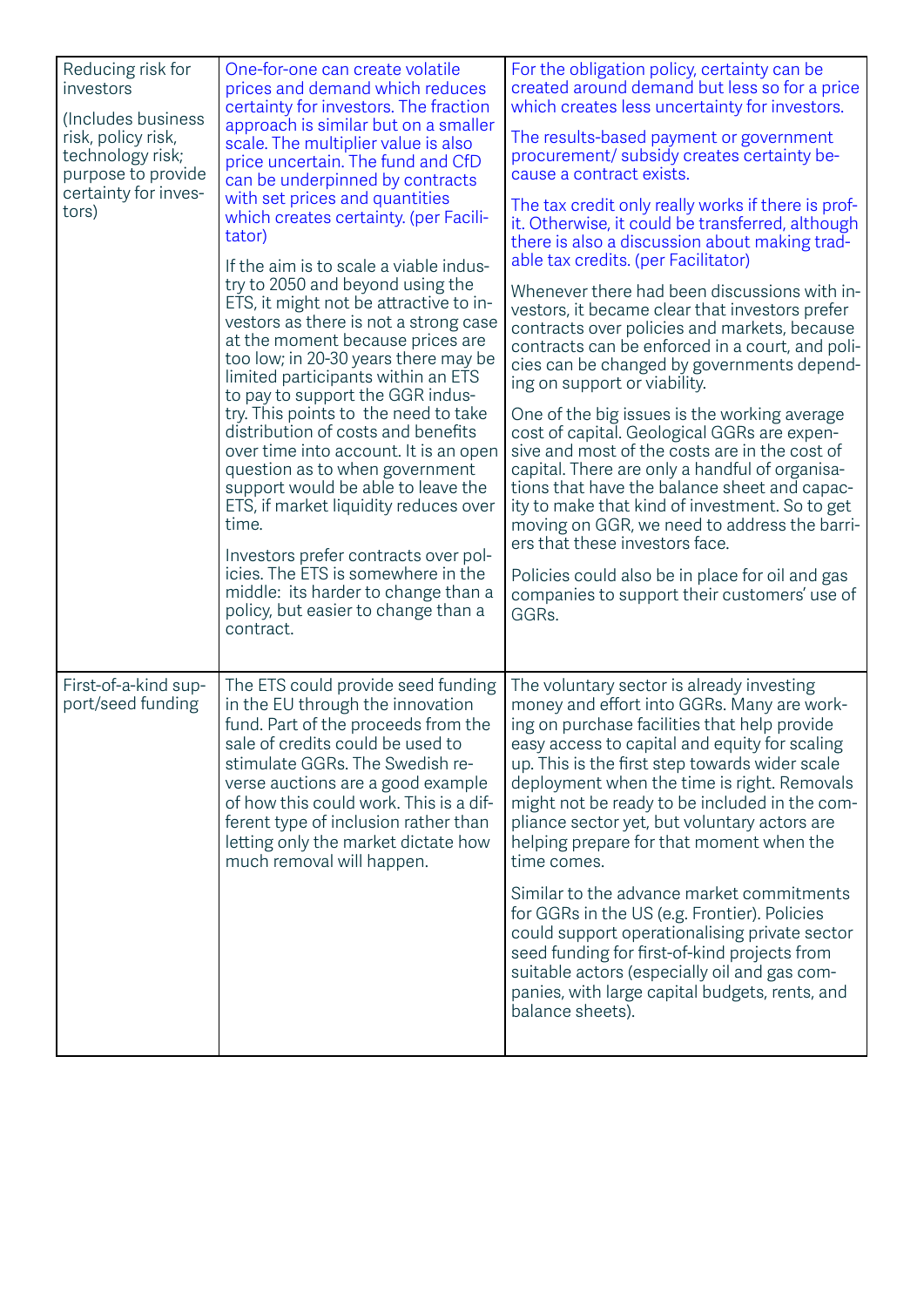| | | |
|---|---|---|
| Reducing risk for investors<br><br>(Includes business risk, policy risk, technology risk; purpose to provide certainty for investors) | One-for-one can create volatile prices and demand which reduces certainty for investors. The fraction approach is similar but on a smaller scale. The multiplier value is also price uncertain. The fund and CfD can be underpinned by contracts with set prices and quantities which creates certainty. (per Facilitator)<br><br>If the aim is to scale a viable industry to 2050 and beyond using the ETS, it might not be attractive to investors as there is not a strong case at the moment because prices are too low; in 20-30 years there may be limited participants within an ETS to pay to support the GGR industry. This points to the need to take distribution of costs and benefits over time into account. It is an open question as to when government support would be able to leave the ETS, if market liquidity reduces over time.<br><br>Investors prefer contracts over policies. The ETS is somewhere in the middle: its harder to change than a policy, but easier to change than a contract. | For the obligation policy, certainty can be created around demand but less so for a price which creates less uncertainty for investors.<br><br>The results-based payment or government procurement/ subsidy creates certainty because a contract exists.<br><br>The tax credit only really works if there is profit. Otherwise, it could be transferred, although there is also a discussion about making tradable tax credits. (per Facilitator)<br><br>Whenever there had been discussions with investors, it became clear that investors prefer contracts over policies and markets, because contracts can be enforced in a court, and policies can be changed by governments depending on support or viability.<br><br>One of the big issues is the working average cost of capital. Geological GGRs are expensive and most of the costs are in the cost of capital. There are only a handful of organisations that have the balance sheet and capacity to make that kind of investment. So to get moving on GGR, we need to address the barriers that these investors face.<br><br>Policies could also be in place for oil and gas companies to support their customers' use of GGRs. |
| First-of-a-kind support/seed funding | The ETS could provide seed funding in the EU through the innovation fund. Part of the proceeds from the sale of credits could be used to stimulate GGRs. The Swedish reverse auctions are a good example of how this could work. This is a different type of inclusion rather than letting only the market dictate how much removal will happen. | The voluntary sector is already investing money and effort into GGRs. Many are working on purchase facilities that help provide easy access to capital and equity for scaling up. This is the first step towards wider scale deployment when the time is right. Removals might not be ready to be included in the compliance sector yet, but voluntary actors are helping prepare for that moment when the time comes.<br><br>Similar to the advance market commitments for GGRs in the US (e.g. Frontier). Policies could support operationalising private sector seed funding for first-of-kind projects from suitable actors (especially oil and gas companies, with large capital budgets, rents, and balance sheets). |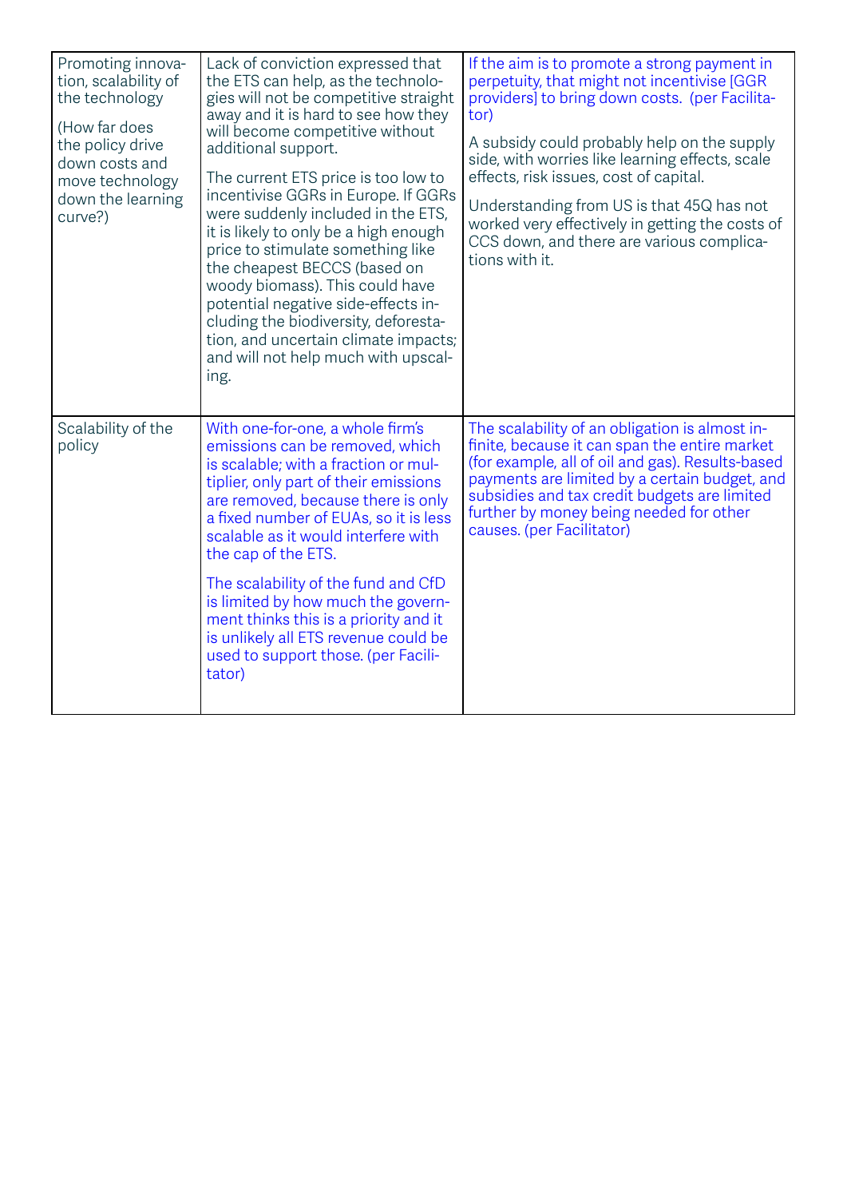| | | |
|---|---|---|
| Promoting innovation, scalability of the technology<br><br>(How far does the policy drive down costs and move technology down the learning curve?) | Lack of conviction expressed that the ETS can help, as the technologies will not be competitive straight away and it is hard to see how they will become competitive without additional support.<br><br>The current ETS price is too low to incentivise GGRs in Europe. If GGRs were suddenly included in the ETS, it is likely to only be a high enough price to stimulate something like the cheapest BECCS (based on woody biomass). This could have potential negative side-effects including the biodiversity, deforestation, and uncertain climate impacts; and will not help much with upscaling. | If the aim is to promote a strong payment in perpetuity, that might not incentivise [GGR providers] to bring down costs. (per Facilitator)<br><br>A subsidy could probably help on the supply side, with worries like learning effects, scale effects, risk issues, cost of capital.<br><br>Understanding from US is that 45Q has not worked very effectively in getting the costs of CCS down, and there are various complications with it. |
| Scalability of the policy | With one-for-one, a whole firm's emissions can be removed, which is scalable; with a fraction or multiplier, only part of their emissions are removed, because there is only a fixed number of EUAs, so it is less scalable as it would interfere with the cap of the ETS.<br><br>The scalability of the fund and CfD is limited by how much the government thinks this is a priority and it is unlikely all ETS revenue could be used to support those. (per Facilitator) | The scalability of an obligation is almost infinite, because it can span the entire market (for example, all of oil and gas). Results-based payments are limited by a certain budget, and subsidies and tax credit budgets are limited further by money being needed for other causes. (per Facilitator) |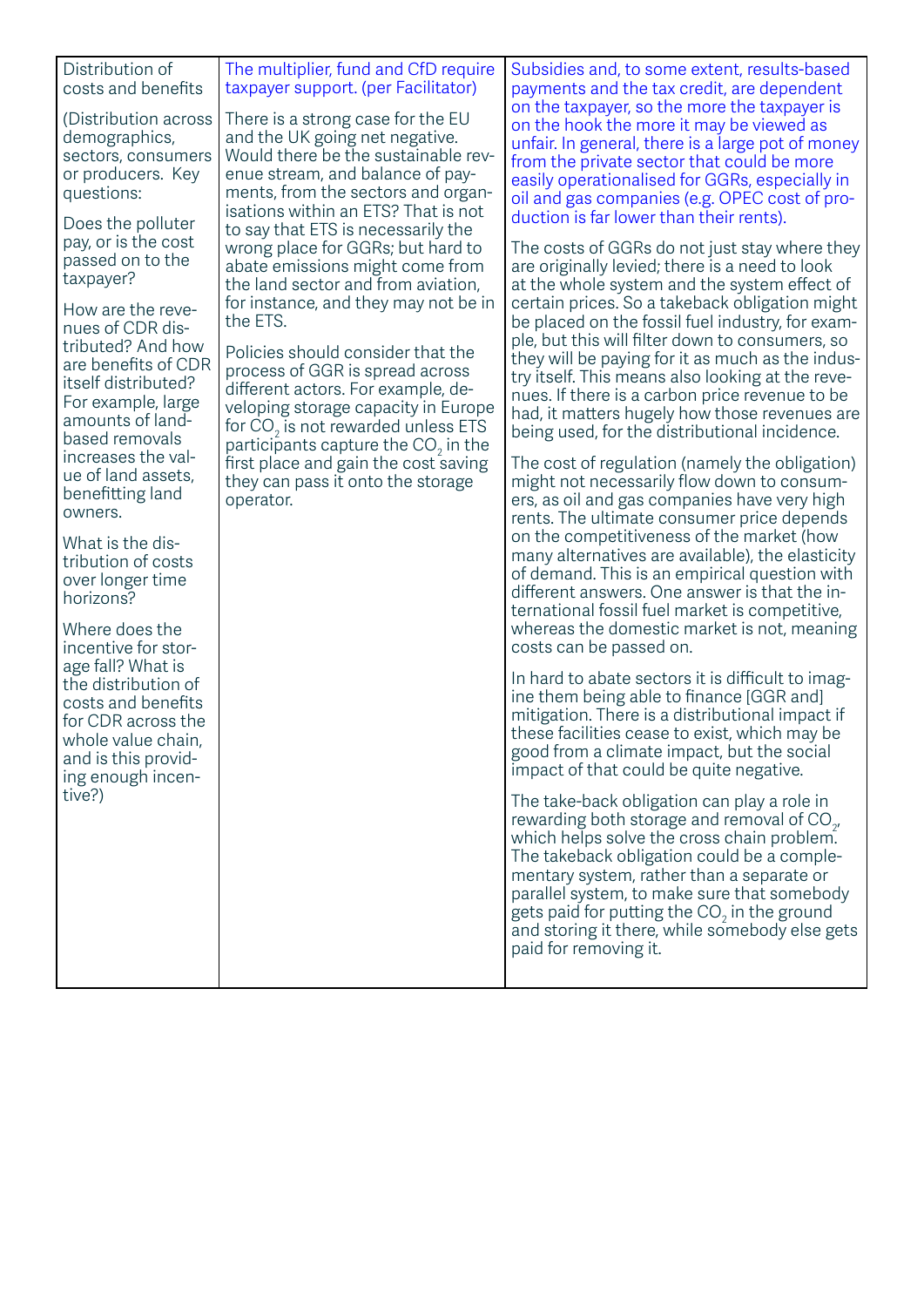| Distribution of costs and benefits<br><br>(Distribution across demographics, sectors, consumers or producers. Key questions:<br><br>Does the polluter pay, or is the cost passed on to the taxpayer?<br><br>How are the revenues of CDR distributed? And how are benefits of CDR itself distributed? For example, large amounts of land-based removals increases the value of land assets, benefitting land owners.<br><br>What is the distribution of costs over longer time horizons?<br><br>Where does the incentive for storage fall? What is the distribution of costs and benefits for CDR across the whole value chain, and is this providing enough incentive?) | The multiplier, fund and CfD require taxpayer support. (per Facilitator)<br><br>There is a strong case for the EU and the UK going net negative. Would there be the sustainable revenue stream, and balance of payments, from the sectors and organisations within an ETS? That is not to say that ETS is necessarily the wrong place for GGRs; but hard to abate emissions might come from the land sector and from aviation, for instance, and they may not be in the ETS.<br><br>Policies should consider that the process of GGR is spread across different actors. For example, developing storage capacity in Europe for $CO_2$ is not rewarded unless ETS participants capture the $CO_2$ in the first place and gain the cost saving they can pass it onto the storage operator. | Subsidies and, to some extent, results-based payments and the tax credit, are dependent on the taxpayer, so the more the taxpayer is on the hook the more it may be viewed as unfair. In general, there is a large pot of money from the private sector that could be more easily operationalised for GGRs, especially in oil and gas companies (e.g. OPEC cost of production is far lower than their rents).<br><br>The costs of GGRs do not just stay where they are originally levied; there is a need to look at the whole system and the system effect of certain prices. So a takeback obligation might be placed on the fossil fuel industry, for example, but this will filter down to consumers, so they will be paying for it as much as the industry itself. This means also looking at the revenues. If there is a carbon price revenue to be had, it matters hugely how those revenues are being used, for the distributional incidence.<br><br>The cost of regulation (namely the obligation) might not necessarily flow down to consumers, as oil and gas companies have very high rents. The ultimate consumer price depends on the competitiveness of the market (how many alternatives are available), the elasticity of demand. This is an empirical question with different answers. One answer is that the international fossil fuel market is competitive, whereas the domestic market is not, meaning costs can be passed on.<br><br>In hard to abate sectors it is difficult to imagine them being able to finance [GGR and] mitigation. There is a distributional impact if these facilities cease to exist, which may be good from a climate impact, but the social impact of that could be quite negative.<br><br>The take-back obligation can play a role in rewarding both storage and removal of $CO_2$, which helps solve the cross chain problem. The takeback obligation could be a complementary system, rather than a separate or parallel system, to make sure that somebody gets paid for putting the $CO_2$ in the ground and storing it there, while somebody else gets paid for removing it. |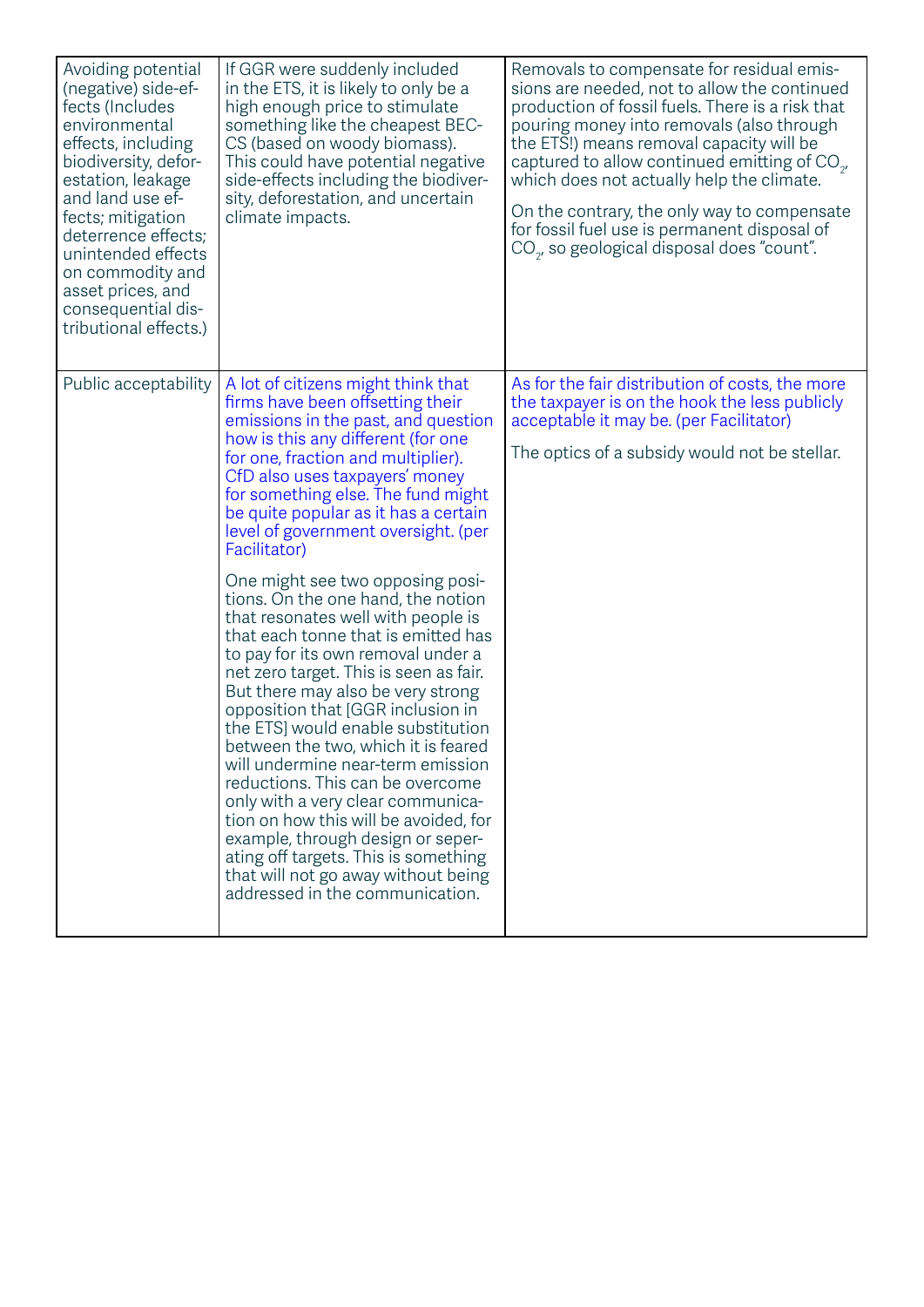| | | |
|---|---|---|
| Avoiding potential (negative) side-effects (Includes environmental effects, including biodiversity, deforestation, leakage and land use effects; mitigation deterrence effects; unintended effects on commodity and asset prices, and consequential distributional effects.) | If GGR were suddenly included in the ETS, it is likely to only be a high enough price to stimulate something like the cheapest BECCS (based on woody biomass). This could have potential negative side-effects including the biodiversity, deforestation, and uncertain climate impacts. | Removals to compensate for residual emissions are needed, not to allow the continued production of fossil fuels. There is a risk that pouring money into removals (also through the ETS!) means removal capacity will be captured to allow continued emitting of $CO_2$, which does not actually help the climate.<br><br>On the contrary, the only way to compensate for fossil fuel use is permanent disposal of $CO_2$, so geological disposal does "count". |
| Public acceptability | A lot of citizens might think that firms have been offsetting their emissions in the past, and question how is this any different (for one for one, fraction and multiplier). CfD also uses taxpayers' money for something else. The fund might be quite popular as it has a certain level of government oversight. (per Facilitator)<br><br>One might see two opposing positions. On the one hand, the notion that resonates well with people is that each tonne that is emitted has to pay for its own removal under a net zero target. This is seen as fair. But there may also be very strong opposition that [GGR inclusion in the ETS] would enable substitution between the two, which it is feared will undermine near-term emission reductions. This can be overcome only with a very clear communication on how this will be avoided, for example, through design or seperating off targets. This is something that will not go away without being addressed in the communication. | As for the fair distribution of costs, the more the taxpayer is on the hook the less publicly acceptable it may be. (per Facilitator)<br><br>The optics of a subsidy would not be stellar. |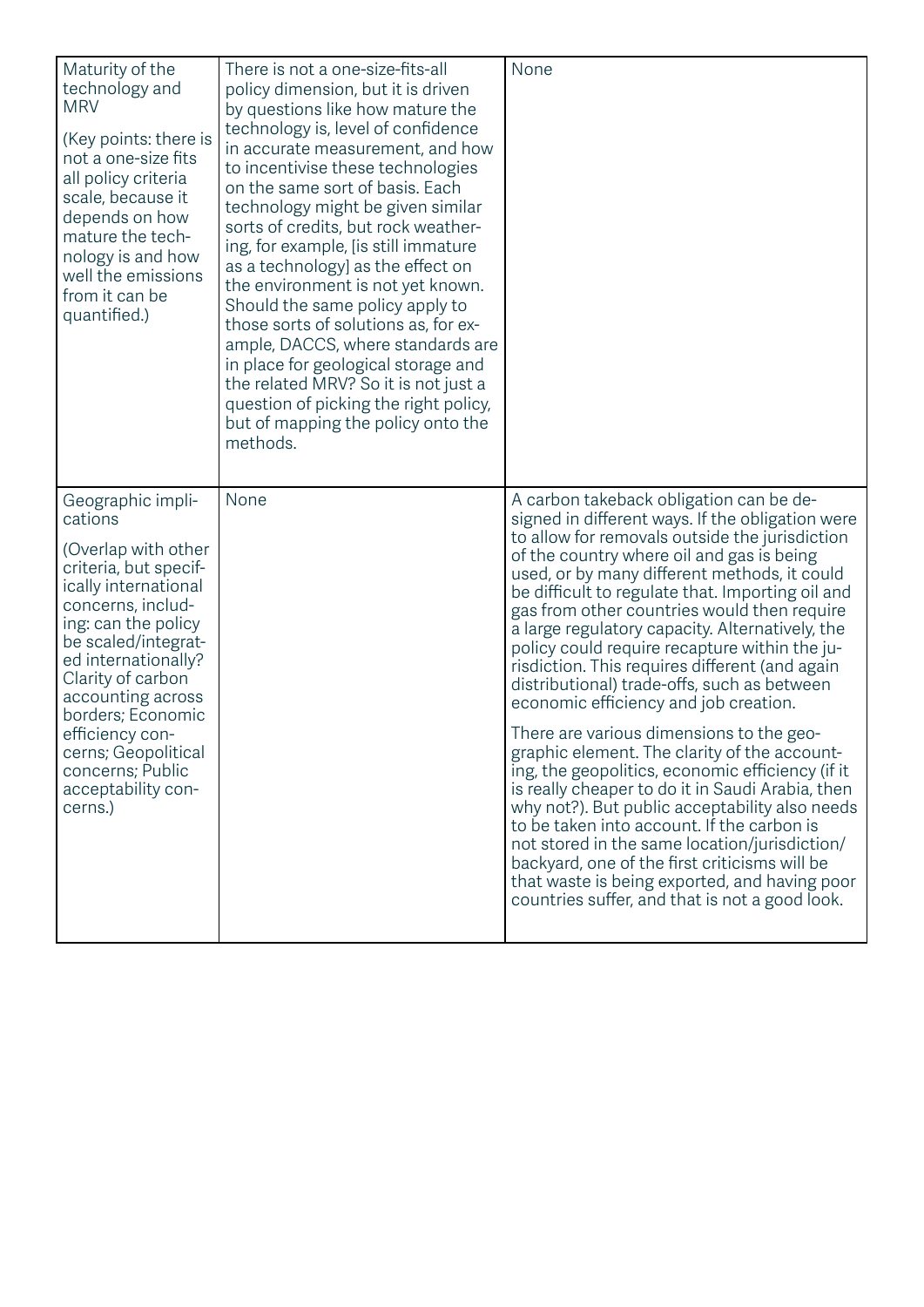| | | |
|---|---|---|
| Maturity of the technology and MRV<br><br>(Key points: there is not a one-size fits all policy criteria scale, because it depends on how mature the technology is and how well the emissions from it can be quantified.) | There is not a one-size-fits-all policy dimension, but it is driven by questions like how mature the technology is, level of confidence in accurate measurement, and how to incentivise these technologies on the same sort of basis. Each technology might be given similar sorts of credits, but rock weathering, for example, [is still immature as a technology] as the effect on the environment is not yet known. Should the same policy apply to those sorts of solutions as, for example, DACCS, where standards are in place for geological storage and the related MRV? So it is not just a question of picking the right policy, but of mapping the policy onto the methods. | None |
| Geographic implications<br><br>(Overlap with other criteria, but specifically international concerns, including: can the policy be scaled/integrated internationally? Clarity of carbon accounting across borders; Economic efficiency concerns; Geopolitical concerns; Public acceptability concerns.) | None | A carbon takeback obligation can be designed in different ways. If the obligation were to allow for removals outside the jurisdiction of the country where oil and gas is being used, or by many different methods, it could be difficult to regulate that. Importing oil and gas from other countries would then require a large regulatory capacity. Alternatively, the policy could require recapture within the jurisdiction. This requires different (and again distributional) trade-offs, such as between economic efficiency and job creation.<br><br>There are various dimensions to the geographic element. The clarity of the accounting, the geopolitics, economic efficiency (if it is really cheaper to do it in Saudi Arabia, then why not?). But public acceptability also needs to be taken into account. If the carbon is not stored in the same location/jurisdiction/backyard, one of the first criticisms will be that waste is being exported, and having poor countries suffer, and that is not a good look. |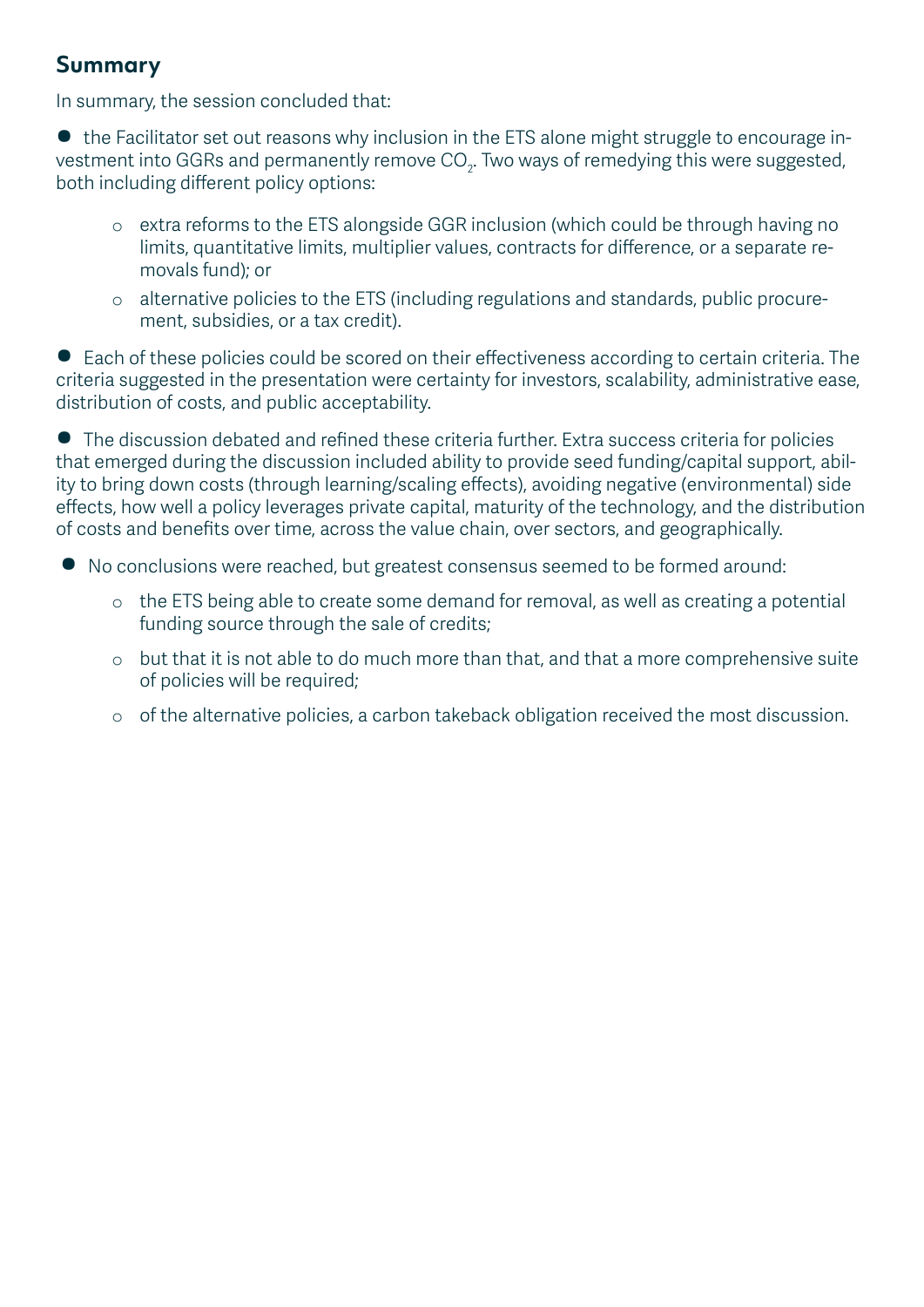## Summary

In summary, the session concluded that:

- the Facilitator set out reasons why inclusion in the ETS alone might struggle to encourage investment into GGRs and permanently remove $CO_2$. Two ways of remedying this were suggested, both including different policy options:
    - extra reforms to the ETS alongside GGR inclusion (which could be through having no limits, quantitative limits, multiplier values, contracts for difference, or a separate removals fund); or
    - alternative policies to the ETS (including regulations and standards, public procurement, subsidies, or a tax credit).
- Each of these policies could be scored on their effectiveness according to certain criteria. The criteria suggested in the presentation were certainty for investors, scalability, administrative ease, distribution of costs, and public acceptability.
- The discussion debated and refined these criteria further. Extra success criteria for policies that emerged during the discussion included ability to provide seed funding/capital support, ability to bring down costs (through learning/scaling effects), avoiding negative (environmental) side effects, how well a policy leverages private capital, maturity of the technology, and the distribution of costs and benefits over time, across the value chain, over sectors, and geographically.
- No conclusions were reached, but greatest consensus seemed to be formed around:
    - the ETS being able to create some demand for removal, as well as creating a potential funding source through the sale of credits;
    - but that it is not able to do much more than that, and that a more comprehensive suite of policies will be required;
    - of the alternative policies, a carbon takeback obligation received the most discussion.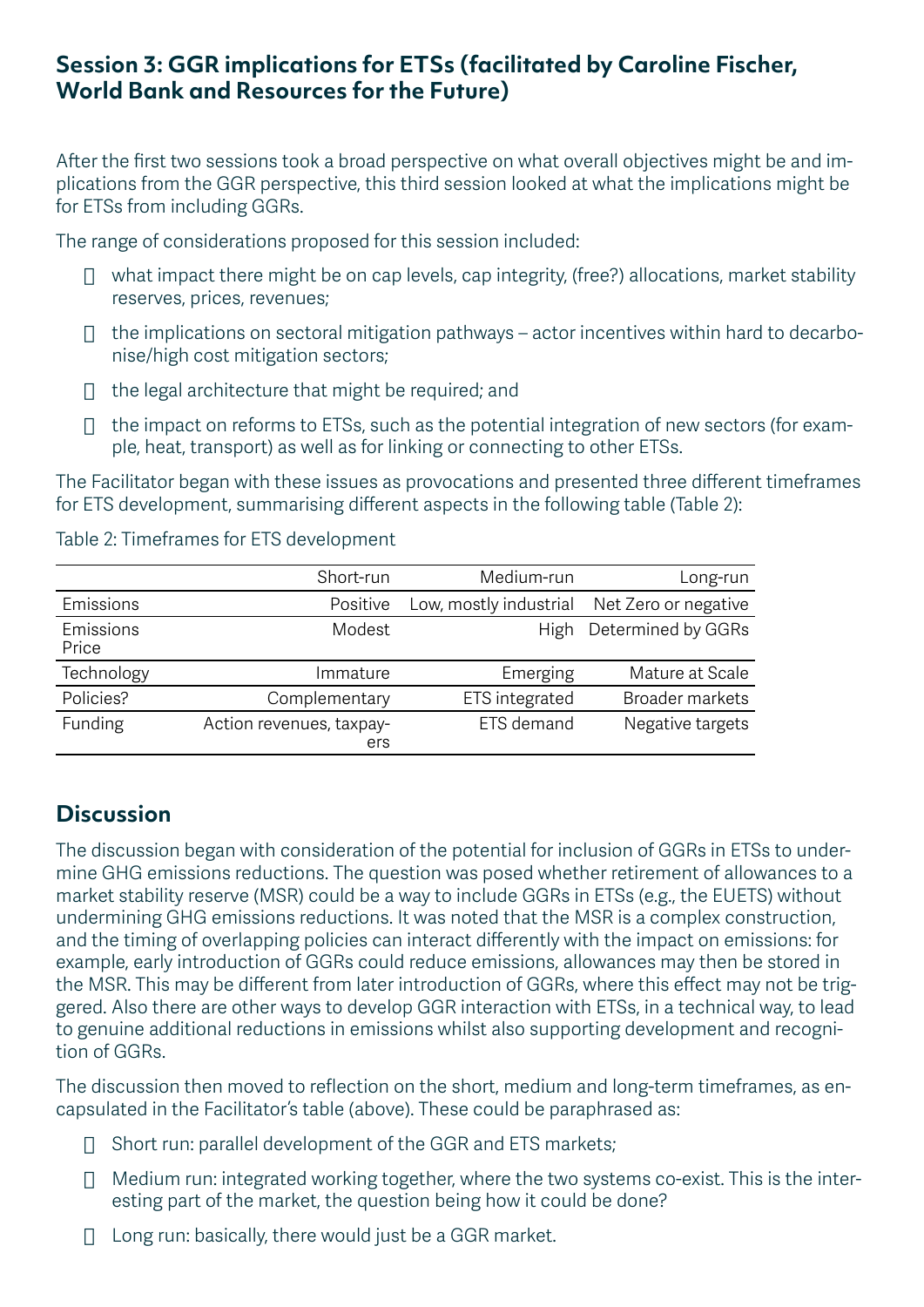## Session 3: GGR implications for ETSs (facilitated by Caroline Fischer, World Bank and Resources for the Future)

After the first two sessions took a broad perspective on what overall objectives might be and implications from the GGR perspective, this third session looked at what the implications might be for ETSs from including GGRs.

The range of considerations proposed for this session included:

- what impact there might be on cap levels, cap integrity, (free?) allocations, market stability reserves, prices, revenues;
- the implications on sectoral mitigation pathways – actor incentives within hard to decarbonise/high cost mitigation sectors;
- the legal architecture that might be required; and
- the impact on reforms to ETSs, such as the potential integration of new sectors (for example, heat, transport) as well as for linking or connecting to other ETSs.

The Facilitator began with these issues as provocations and presented three different timeframes for ETS development, summarising different aspects in the following table (Table 2):

Table 2: Timeframes for ETS development

| | Short-run | Medium-run | Long-run |
|---|---|---|---|
| Emissions | Positive | Low, mostly industrial | Net Zero or negative |
| Emissions Price | Modest | High | Determined by GGRs |
| Technology | Immature | Emerging | Mature at Scale |
| Policies? | Complementary | ETS integrated | Broader markets |
| Funding | Action revenues, taxpayers | ETS demand | Negative targets |

## Discussion

The discussion began with consideration of the potential for inclusion of GGRs in ETSs to undermine GHG emissions reductions. The question was posed whether retirement of allowances to a market stability reserve (MSR) could be a way to include GGRs in ETSs (e.g., the EUETS) without undermining GHG emissions reductions. It was noted that the MSR is a complex construction, and the timing of overlapping policies can interact differently with the impact on emissions: for example, early introduction of GGRs could reduce emissions, allowances may then be stored in the MSR. This may be different from later introduction of GGRs, where this effect may not be triggered. Also there are other ways to develop GGR interaction with ETSs, in a technical way, to lead to genuine additional reductions in emissions whilst also supporting development and recognition of GGRs.

The discussion then moved to reflection on the short, medium and long-term timeframes, as encapsulated in the Facilitator's table (above). These could be paraphrased as:

- Short run: parallel development of the GGR and ETS markets;
- Medium run: integrated working together, where the two systems co-exist. This is the interesting part of the market, the question being how it could be done?
- Long run: basically, there would just be a GGR market.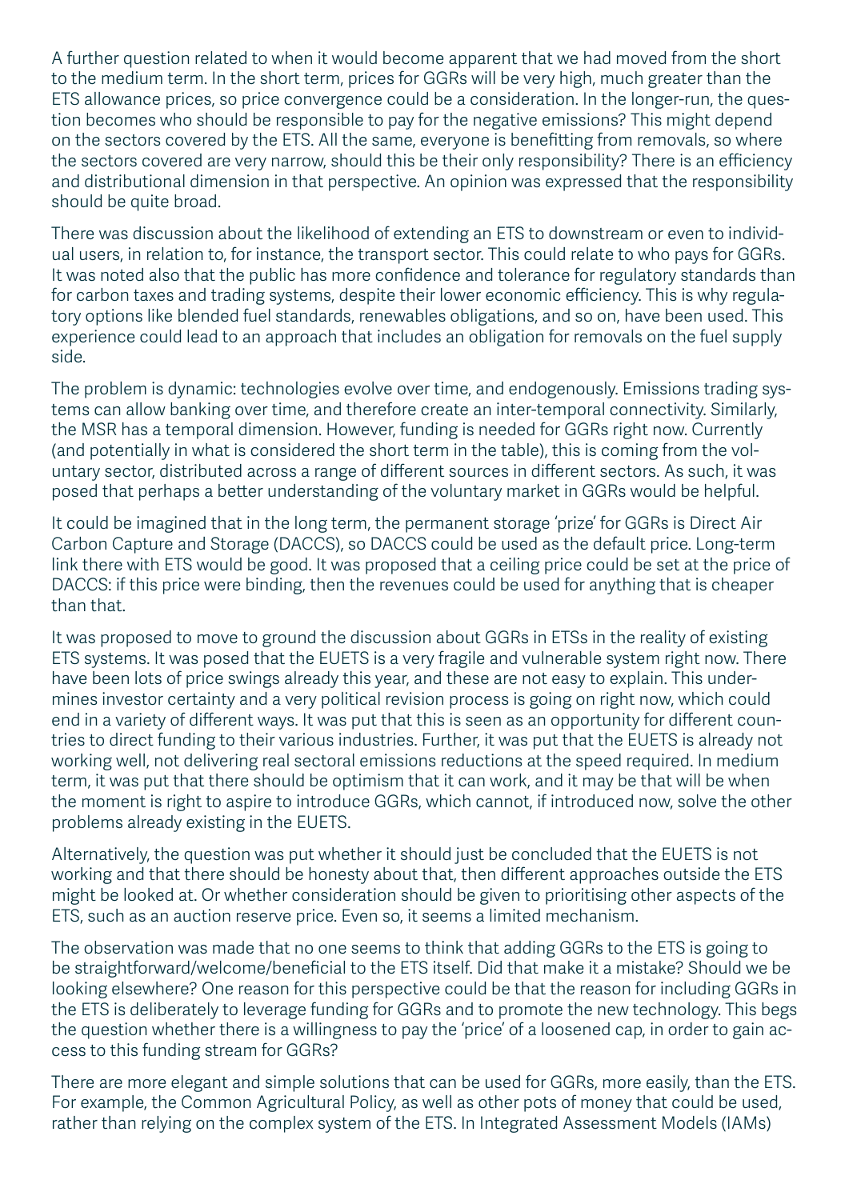A further question related to when it would become apparent that we had moved from the short to the medium term. In the short term, prices for GGRs will be very high, much greater than the ETS allowance prices, so price convergence could be a consideration. In the longer-run, the question becomes who should be responsible to pay for the negative emissions? This might depend on the sectors covered by the ETS. All the same, everyone is benefitting from removals, so where the sectors covered are very narrow, should this be their only responsibility? There is an efficiency and distributional dimension in that perspective. An opinion was expressed that the responsibility should be quite broad.

There was discussion about the likelihood of extending an ETS to downstream or even to individual users, in relation to, for instance, the transport sector. This could relate to who pays for GGRs. It was noted also that the public has more confidence and tolerance for regulatory standards than for carbon taxes and trading systems, despite their lower economic efficiency. This is why regulatory options like blended fuel standards, renewables obligations, and so on, have been used. This experience could lead to an approach that includes an obligation for removals on the fuel supply side.

The problem is dynamic: technologies evolve over time, and endogenously. Emissions trading systems can allow banking over time, and therefore create an inter-temporal connectivity. Similarly, the MSR has a temporal dimension. However, funding is needed for GGRs right now. Currently (and potentially in what is considered the short term in the table), this is coming from the voluntary sector, distributed across a range of different sources in different sectors. As such, it was posed that perhaps a better understanding of the voluntary market in GGRs would be helpful.

It could be imagined that in the long term, the permanent storage 'prize' for GGRs is Direct Air Carbon Capture and Storage (DACCS), so DACCS could be used as the default price. Long-term link there with ETS would be good. It was proposed that a ceiling price could be set at the price of DACCS: if this price were binding, then the revenues could be used for anything that is cheaper than that.

It was proposed to move to ground the discussion about GGRs in ETSs in the reality of existing ETS systems. It was posed that the EUETS is a very fragile and vulnerable system right now. There have been lots of price swings already this year, and these are not easy to explain. This undermines investor certainty and a very political revision process is going on right now, which could end in a variety of different ways. It was put that this is seen as an opportunity for different countries to direct funding to their various industries. Further, it was put that the EUETS is already not working well, not delivering real sectoral emissions reductions at the speed required. In medium term, it was put that there should be optimism that it can work, and it may be that will be when the moment is right to aspire to introduce GGRs, which cannot, if introduced now, solve the other problems already existing in the EUETS.

Alternatively, the question was put whether it should just be concluded that the EUETS is not working and that there should be honesty about that, then different approaches outside the ETS might be looked at. Or whether consideration should be given to prioritising other aspects of the ETS, such as an auction reserve price. Even so, it seems a limited mechanism.

The observation was made that no one seems to think that adding GGRs to the ETS is going to be straightforward/welcome/beneficial to the ETS itself. Did that make it a mistake? Should we be looking elsewhere? One reason for this perspective could be that the reason for including GGRs in the ETS is deliberately to leverage funding for GGRs and to promote the new technology. This begs the question whether there is a willingness to pay the 'price' of a loosened cap, in order to gain access to this funding stream for GGRs?

There are more elegant and simple solutions that can be used for GGRs, more easily, than the ETS. For example, the Common Agricultural Policy, as well as other pots of money that could be used, rather than relying on the complex system of the ETS. In Integrated Assessment Models (IAMs)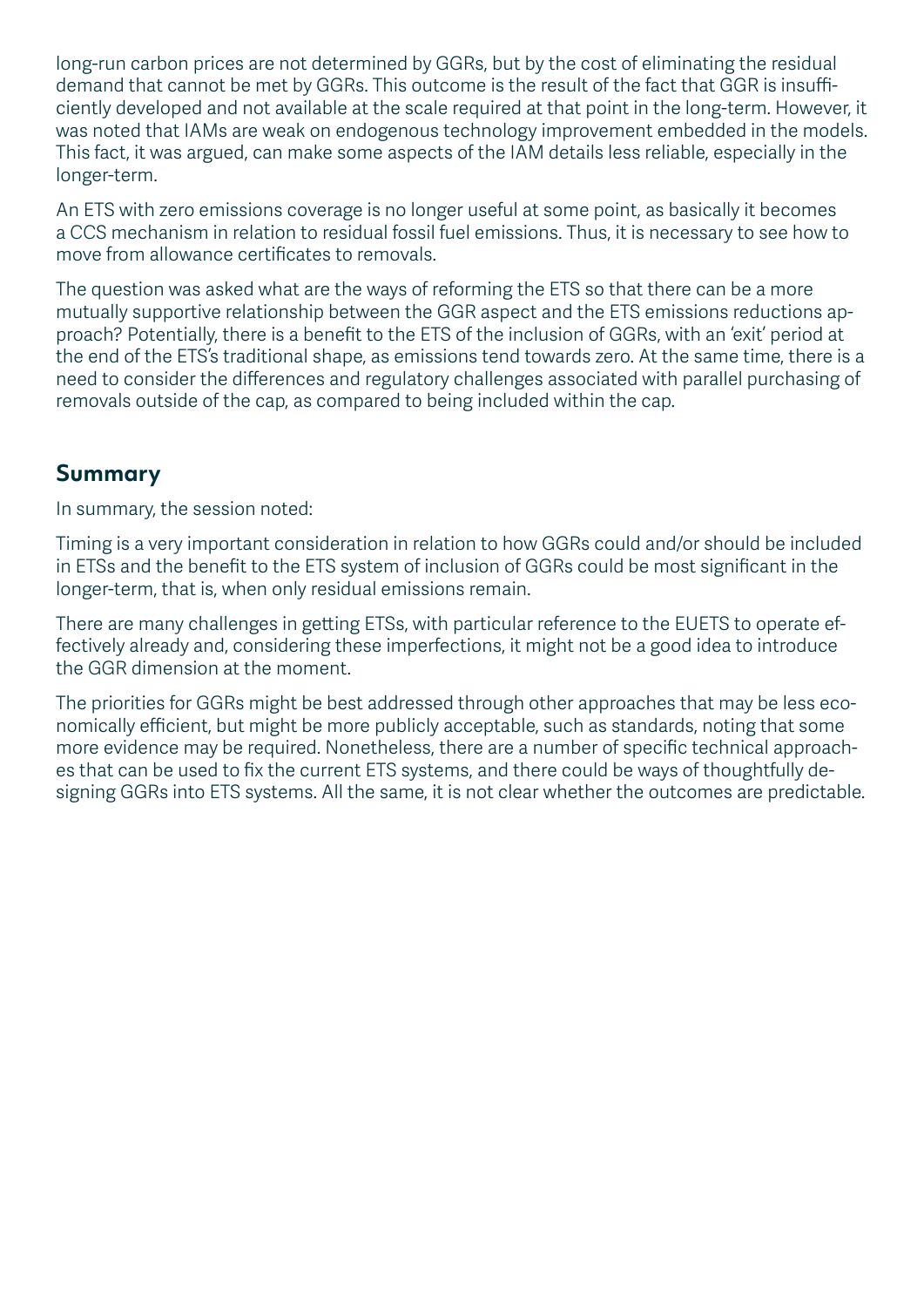long-run carbon prices are not determined by GGRs, but by the cost of eliminating the residual demand that cannot be met by GGRs. This outcome is the result of the fact that GGR is insufficiently developed and not available at the scale required at that point in the long-term. However, it was noted that IAMs are weak on endogenous technology improvement embedded in the models. This fact, it was argued, can make some aspects of the IAM details less reliable, especially in the longer-term.

An ETS with zero emissions coverage is no longer useful at some point, as basically it becomes a CCS mechanism in relation to residual fossil fuel emissions. Thus, it is necessary to see how to move from allowance certificates to removals.

The question was asked what are the ways of reforming the ETS so that there can be a more mutually supportive relationship between the GGR aspect and the ETS emissions reductions approach? Potentially, there is a benefit to the ETS of the inclusion of GGRs, with an 'exit' period at the end of the ETS's traditional shape, as emissions tend towards zero. At the same time, there is a need to consider the differences and regulatory challenges associated with parallel purchasing of removals outside of the cap, as compared to being included within the cap.

## Summary

In summary, the session noted:

Timing is a very important consideration in relation to how GGRs could and/or should be included in ETSs and the benefit to the ETS system of inclusion of GGRs could be most significant in the longer-term, that is, when only residual emissions remain.

There are many challenges in getting ETSs, with particular reference to the EUETS to operate effectively already and, considering these imperfections, it might not be a good idea to introduce the GGR dimension at the moment.

The priorities for GGRs might be best addressed through other approaches that may be less economically efficient, but might be more publicly acceptable, such as standards, noting that some more evidence may be required. Nonetheless, there are a number of specific technical approaches that can be used to fix the current ETS systems, and there could be ways of thoughtfully designing GGRs into ETS systems. All the same, it is not clear whether the outcomes are predictable.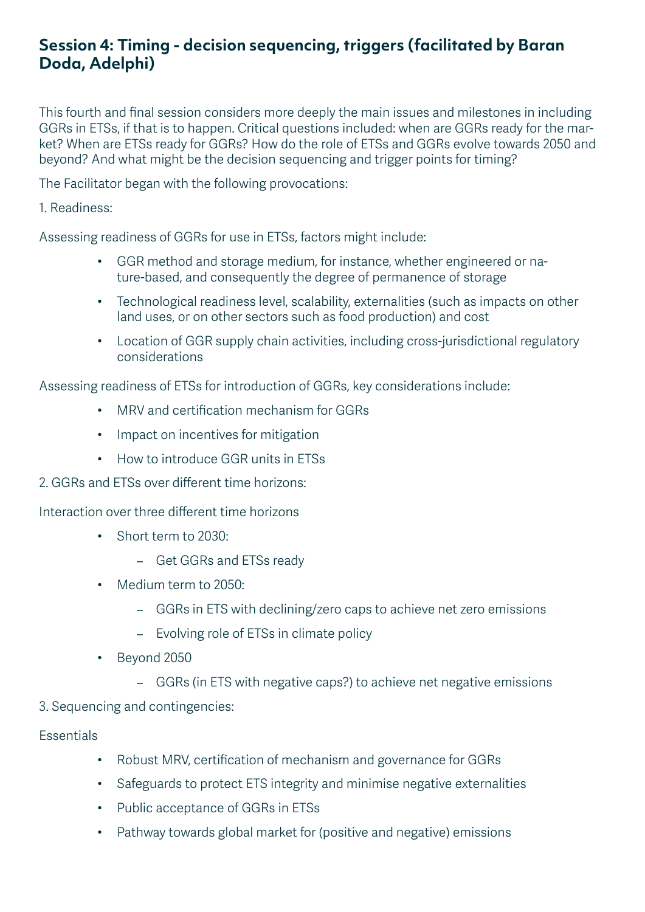## Session 4: Timing - decision sequencing, triggers (facilitated by Baran Doda, Adelphi)

This fourth and final session considers more deeply the main issues and milestones in including GGRs in ETSs, if that is to happen. Critical questions included: when are GGRs ready for the market? When are ETSs ready for GGRs? How do the role of ETSs and GGRs evolve towards 2050 and beyond? And what might be the decision sequencing and trigger points for timing?

The Facilitator began with the following provocations:

1. Readiness:

Assessing readiness of GGRs for use in ETSs, factors might include:

- GGR method and storage medium, for instance, whether engineered or nature-based, and consequently the degree of permanence of storage
- Technological readiness level, scalability, externalities (such as impacts on other land uses, or on other sectors such as food production) and cost
- Location of GGR supply chain activities, including cross-jurisdictional regulatory considerations

Assessing readiness of ETSs for introduction of GGRs, key considerations include:

- MRV and certification mechanism for GGRs
- Impact on incentives for mitigation
- How to introduce GGR units in ETSs

2. GGRs and ETSs over different time horizons:

Interaction over three different time horizons

- Short term to 2030:
  - Get GGRs and ETSs ready
- Medium term to 2050:
  - GGRs in ETS with declining/zero caps to achieve net zero emissions
  - Evolving role of ETSs in climate policy
- Beyond 2050
  - GGRs (in ETS with negative caps?) to achieve net negative emissions

3. Sequencing and contingencies:

Essentials

- Robust MRV, certification of mechanism and governance for GGRs
- Safeguards to protect ETS integrity and minimise negative externalities
- Public acceptance of GGRs in ETSs
- Pathway towards global market for (positive and negative) emissions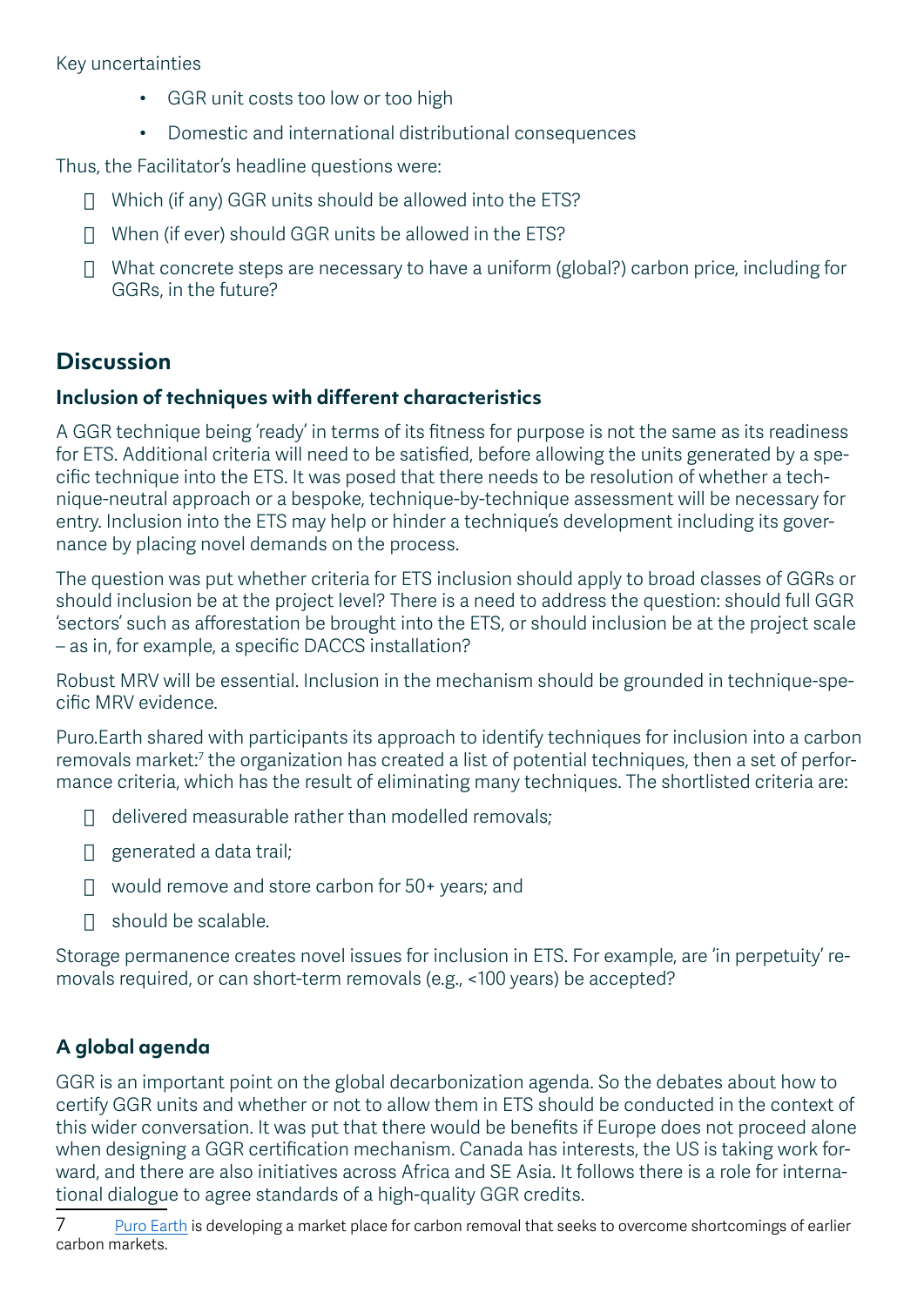Key uncertainties

- GGR unit costs too low or too high
- Domestic and international distributional consequences

Thus, the Facilitator's headline questions were:

- Which (if any) GGR units should be allowed into the ETS?
- When (if ever) should GGR units be allowed in the ETS?
- What concrete steps are necessary to have a uniform (global?) carbon price, including for GGRs, in the future?

## Discussion

### Inclusion of techniques with different characteristics

A GGR technique being 'ready' in terms of its fitness for purpose is not the same as its readiness for ETS. Additional criteria will need to be satisfied, before allowing the units generated by a specific technique into the ETS. It was posed that there needs to be resolution of whether a technique-neutral approach or a bespoke, technique-by-technique assessment will be necessary for entry. Inclusion into the ETS may help or hinder a technique's development including its governance by placing novel demands on the process.

The question was put whether criteria for ETS inclusion should apply to broad classes of GGRs or should inclusion be at the project level? There is a need to address the question: should full GGR 'sectors' such as afforestation be brought into the ETS, or should inclusion be at the project scale – as in, for example, a specific DACCS installation?

Robust MRV will be essential. Inclusion in the mechanism should be grounded in technique-specific MRV evidence.

Puro.Earth shared with participants its approach to identify techniques for inclusion into a carbon removals market:[7] the organization has created a list of potential techniques, then a set of performance criteria, which has the result of eliminating many techniques. The shortlisted criteria are:

- delivered measurable rather than modelled removals;
- generated a data trail;
- would remove and store carbon for 50+ years; and
- should be scalable.

Storage permanence creates novel issues for inclusion in ETS. For example, are 'in perpetuity' removals required, or can short-term removals (e.g., <100 years) be accepted?

### A global agenda

GGR is an important point on the global decarbonization agenda. So the debates about how to certify GGR units and whether or not to allow them in ETS should be conducted in the context of this wider conversation. It was put that there would be benefits if Europe does not proceed alone when designing a GGR certification mechanism. Canada has interests, the US is taking work forward, and there are also initiatives across Africa and SE Asia. It follows there is a role for international dialogue to agree standards of a high-quality GGR credits.

---

7 Puro Earth is developing a market place for carbon removal that seeks to overcome shortcomings of earlier carbon markets.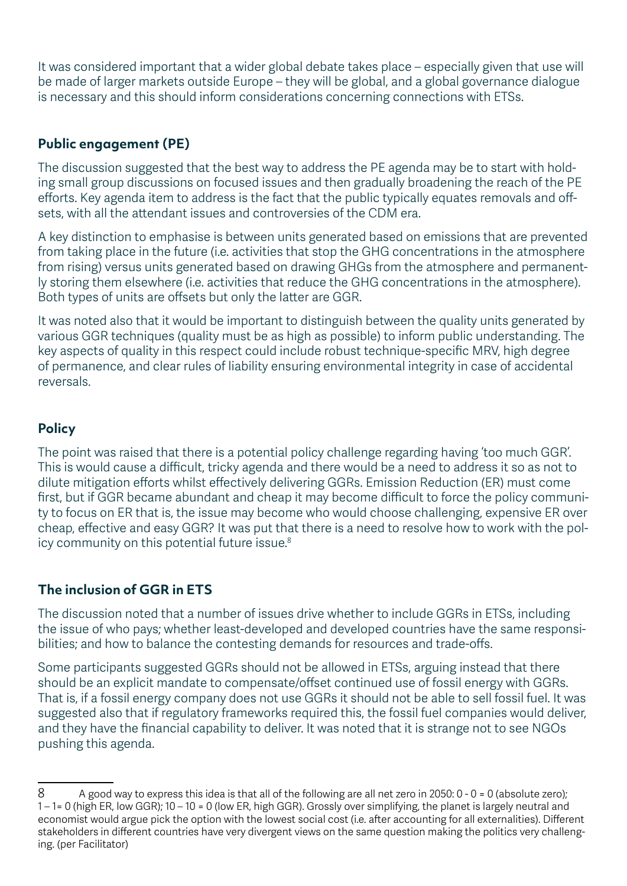It was considered important that a wider global debate takes place – especially given that use will be made of larger markets outside Europe – they will be global, and a global governance dialogue is necessary and this should inform considerations concerning connections with ETSs.

### Public engagement (PE)

The discussion suggested that the best way to address the PE agenda may be to start with holding small group discussions on focused issues and then gradually broadening the reach of the PE efforts. Key agenda item to address is the fact that the public typically equates removals and offsets, with all the attendant issues and controversies of the CDM era.

A key distinction to emphasise is between units generated based on emissions that are prevented from taking place in the future (i.e. activities that stop the GHG concentrations in the atmosphere from rising) versus units generated based on drawing GHGs from the atmosphere and permanently storing them elsewhere (i.e. activities that reduce the GHG concentrations in the atmosphere). Both types of units are offsets but only the latter are GGR.

It was noted also that it would be important to distinguish between the quality units generated by various GGR techniques (quality must be as high as possible) to inform public understanding. The key aspects of quality in this respect could include robust technique-specific MRV, high degree of permanence, and clear rules of liability ensuring environmental integrity in case of accidental reversals.

### Policy

The point was raised that there is a potential policy challenge regarding having 'too much GGR'. This is would cause a difficult, tricky agenda and there would be a need to address it so as not to dilute mitigation efforts whilst effectively delivering GGRs. Emission Reduction (ER) must come first, but if GGR became abundant and cheap it may become difficult to force the policy community to focus on ER that is, the issue may become who would choose challenging, expensive ER over cheap, effective and easy GGR? It was put that there is a need to resolve how to work with the policy community on this potential future issue.[8]

### The inclusion of GGR in ETS

The discussion noted that a number of issues drive whether to include GGRs in ETSs, including the issue of who pays; whether least-developed and developed countries have the same responsibilities; and how to balance the contesting demands for resources and trade-offs.

Some participants suggested GGRs should not be allowed in ETSs, arguing instead that there should be an explicit mandate to compensate/offset continued use of fossil energy with GGRs. That is, if a fossil energy company does not use GGRs it should not be able to sell fossil fuel. It was suggested also that if regulatory frameworks required this, the fossil fuel companies would deliver, and they have the financial capability to deliver. It was noted that it is strange not to see NGOs pushing this agenda.

---

8 A good way to express this idea is that all of the following are all net zero in 2050: 0 - 0 = 0 (absolute zero); 1 – 1= 0 (high ER, low GGR); 10 – 10 = 0 (low ER, high GGR). Grossly over simplifying, the planet is largely neutral and economist would argue pick the option with the lowest social cost (i.e. after accounting for all externalities). Different stakeholders in different countries have very divergent views on the same question making the politics very challenging. (per Facilitator)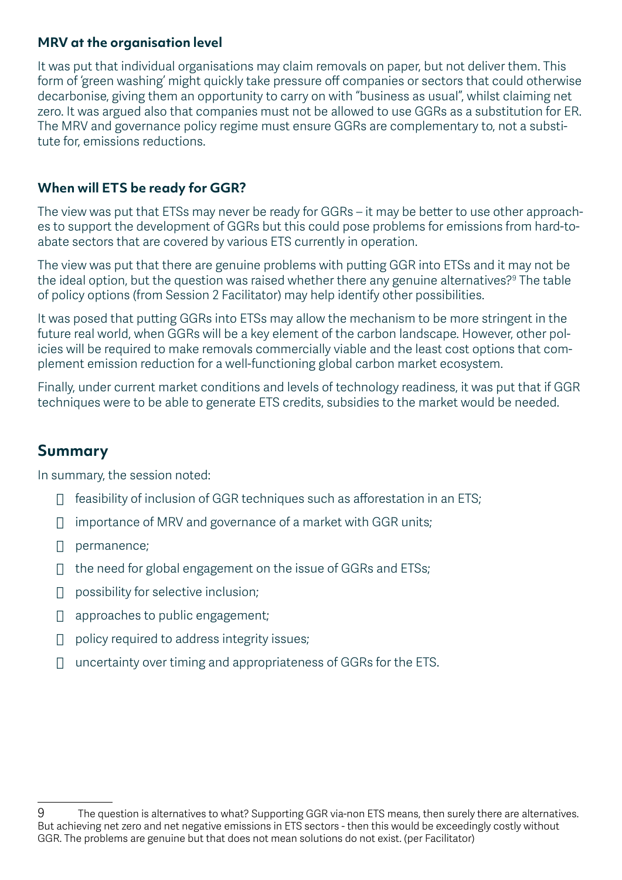### MRV at the organisation level

It was put that individual organisations may claim removals on paper, but not deliver them. This form of 'green washing' might quickly take pressure off companies or sectors that could otherwise decarbonise, giving them an opportunity to carry on with "business as usual", whilst claiming net zero. It was argued also that companies must not be allowed to use GGRs as a substitution for ER. The MRV and governance policy regime must ensure GGRs are complementary to, not a substitute for, emissions reductions.

### When will ETS be ready for GGR?

The view was put that ETSs may never be ready for GGRs – it may be better to use other approaches to support the development of GGRs but this could pose problems for emissions from hard-to-abate sectors that are covered by various ETS currently in operation.

The view was put that there are genuine problems with putting GGR into ETSs and it may not be the ideal option, but the question was raised whether there any genuine alternatives?[9] The table of policy options (from Session 2 Facilitator) may help identify other possibilities.

It was posed that putting GGRs into ETSs may allow the mechanism to be more stringent in the future real world, when GGRs will be a key element of the carbon landscape. However, other policies will be required to make removals commercially viable and the least cost options that complement emission reduction for a well-functioning global carbon market ecosystem.

Finally, under current market conditions and levels of technology readiness, it was put that if GGR techniques were to be able to generate ETS credits, subsidies to the market would be needed.

## Summary

In summary, the session noted:

- feasibility of inclusion of GGR techniques such as afforestation in an ETS;
- importance of MRV and governance of a market with GGR units;
- permanence;
- the need for global engagement on the issue of GGRs and ETSs;
- possibility for selective inclusion;
- approaches to public engagement;
- policy required to address integrity issues;
- uncertainty over timing and appropriateness of GGRs for the ETS.

---

9 The question is alternatives to what? Supporting GGR via-non ETS means, then surely there are alternatives. But achieving net zero and net negative emissions in ETS sectors - then this would be exceedingly costly without GGR. The problems are genuine but that does not mean solutions do not exist. (per Facilitator)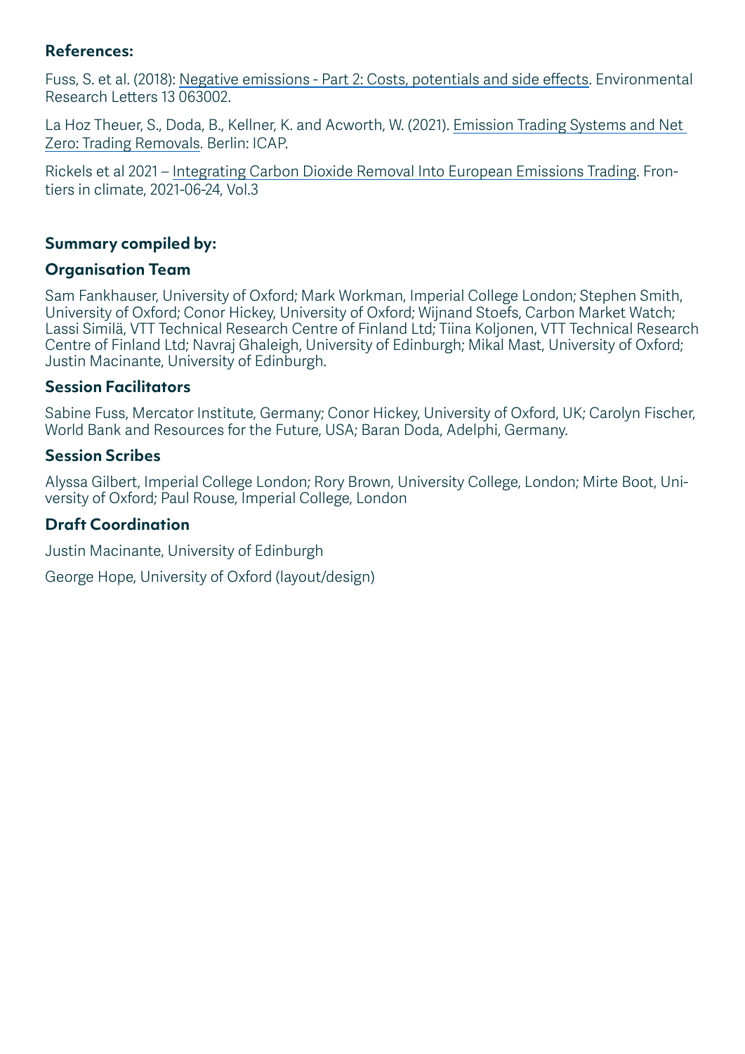**References:**

Fuss, S. et al. (2018): Negative emissions - Part 2: Costs, potentials and side effects. Environmental Research Letters 13 063002.

La Hoz Theuer, S., Doda, B., Kellner, K. and Acworth, W. (2021). Emission Trading Systems and Net Zero: Trading Removals. Berlin: ICAP.

Rickels et al 2021 – Integrating Carbon Dioxide Removal Into European Emissions Trading. Frontiers in climate, 2021-06-24, Vol.3

**Summary compiled by:**

**Organisation Team**

Sam Fankhauser, University of Oxford; Mark Workman, Imperial College London; Stephen Smith, University of Oxford; Conor Hickey, University of Oxford; Wijnand Stoefs, Carbon Market Watch; Lassi Similä, VTT Technical Research Centre of Finland Ltd; Tiina Koljonen, VTT Technical Research Centre of Finland Ltd; Navraj Ghaleigh, University of Edinburgh; Mikal Mast, University of Oxford; Justin Macinante, University of Edinburgh.

**Session Facilitators**

Sabine Fuss, Mercator Institute, Germany; Conor Hickey, University of Oxford, UK; Carolyn Fischer, World Bank and Resources for the Future, USA; Baran Doda, Adelphi, Germany.

**Session Scribes**

Alyssa Gilbert, Imperial College London; Rory Brown, University College, London; Mirte Boot, University of Oxford; Paul Rouse, Imperial College, London

**Draft Coordination**

Justin Macinante, University of Edinburgh

George Hope, University of Oxford (layout/design)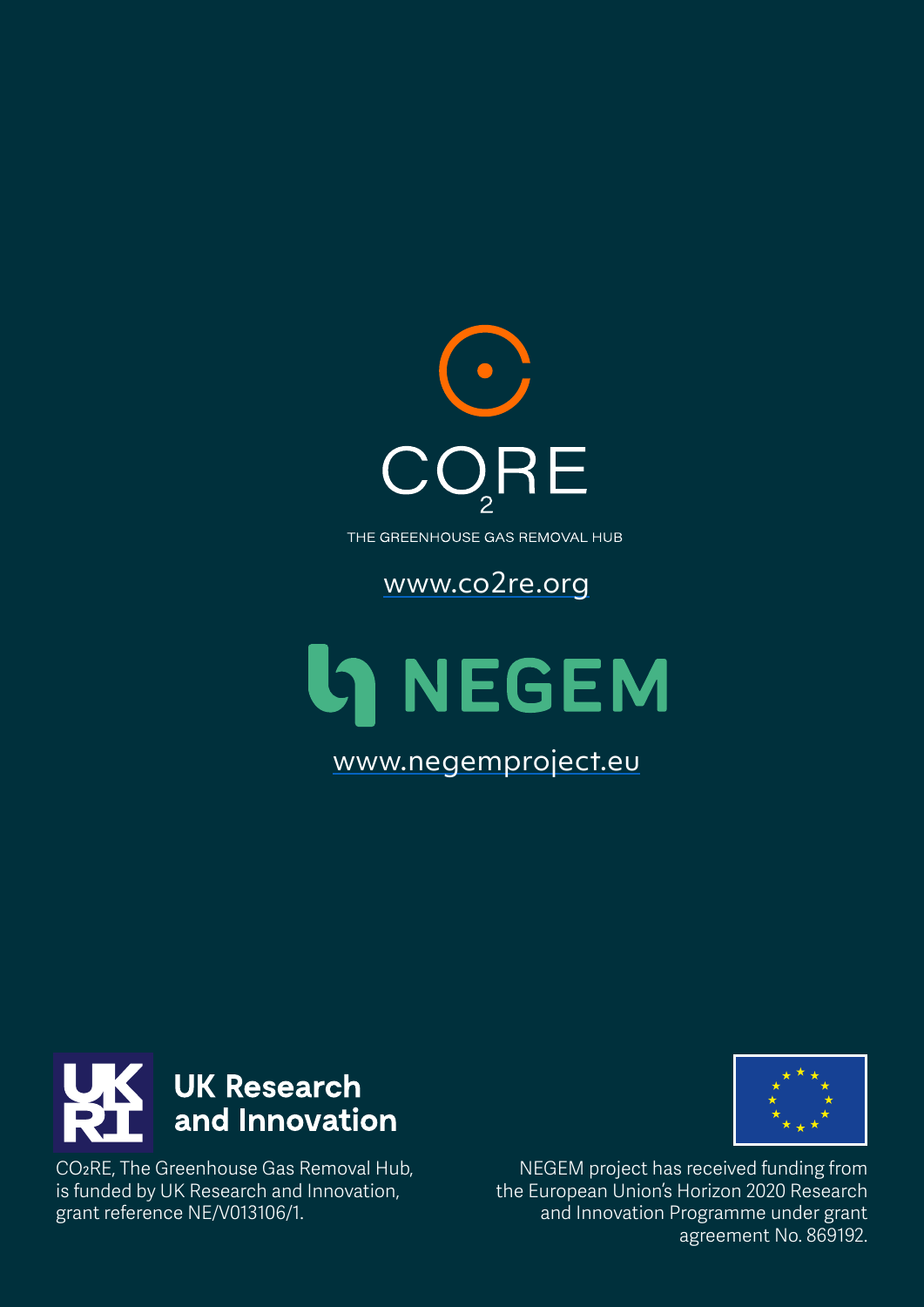$CO_2RE$

THE GREENHOUSE GAS REMOVAL HUB

www.co2re.org

NEGEM

www.negemproject.eu

UK Research and Innovation

$CO_2RE$, The Greenhouse Gas Removal Hub, is funded by UK Research and Innovation, grant reference NE/V013106/1.

NEGEM project has received funding from the European Union's Horizon 2020 Research and Innovation Programme under grant agreement No. 869192.